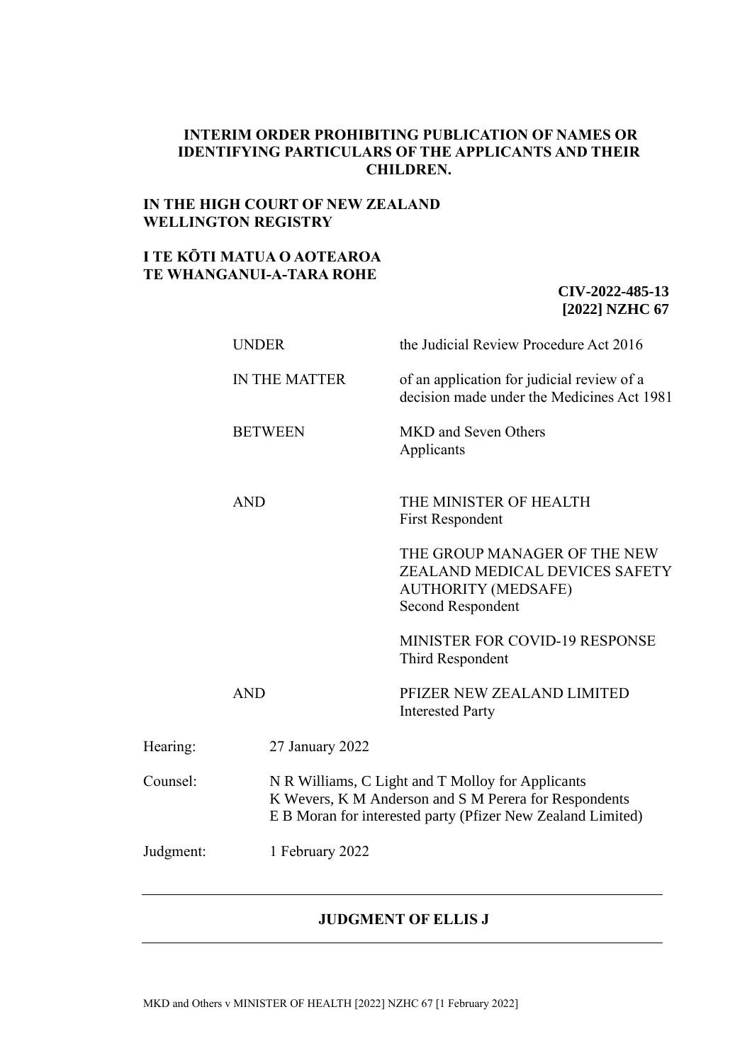**INTERIM ORDER PROHIBITING PUBLICATION OF NAMES OR IDENTIFYING PARTICULARS OF THE APPLICANTS AND THEIR CHILDREN.**

**IN THE HIGH COURT OF NEW ZEALAND**
**WELLINGTON REGISTRY**

**I TE KŌTI MATUA O AOTEAROA**
**TE WHANGANUI-A-TARA ROHE**

**CIV-2022-485-13**
**[2022] NZHC 67**

| | |
|---|---|
| UNDER | the Judicial Review Procedure Act 2016 |
| IN THE MATTER | of an application for judicial review of a decision made under the Medicines Act 1981 |
| BETWEEN | MKD and Seven Others<br>Applicants |
| AND | THE MINISTER OF HEALTH<br>First Respondent |
| | THE GROUP MANAGER OF THE NEW ZEALAND MEDICAL DEVICES SAFETY AUTHORITY (MEDSAFE)<br>Second Respondent |
| | MINISTER FOR COVID-19 RESPONSE<br>Third Respondent |
| AND | PFIZER NEW ZEALAND LIMITED<br>Interested Party |

| | |
|---|---|
| Hearing: | 27 January 2022 |
| Counsel: | N R Williams, C Light and T Molloy for Applicants<br>K Wevers, K M Anderson and S M Perera for Respondents<br>E B Moran for interested party (Pfizer New Zealand Limited) |
| Judgment: | 1 February 2022 |

---

**JUDGMENT OF ELLIS J**

---

MKD and Others v MINISTER OF HEALTH [2022] NZHC 67 [1 February 2022]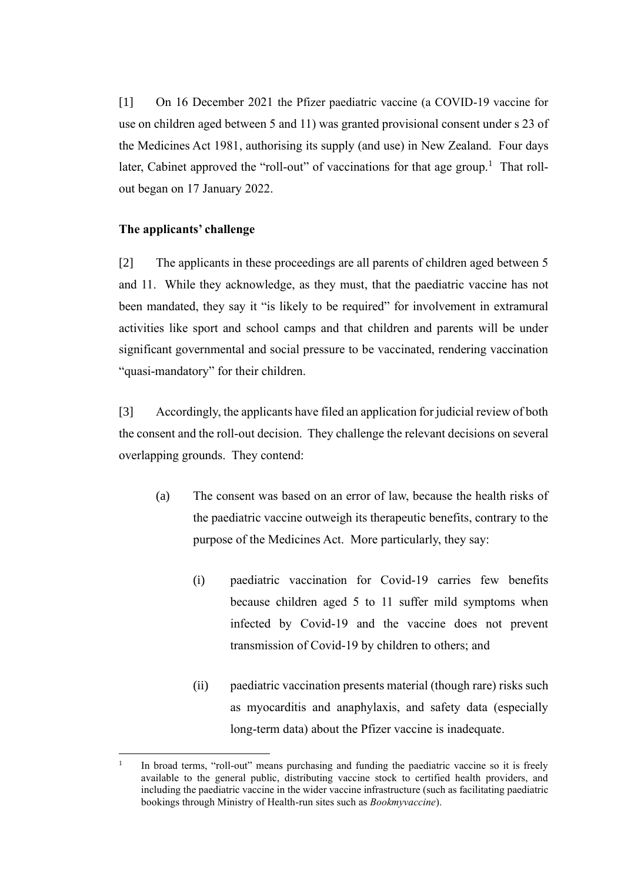[1] On 16 December 2021 the Pfizer paediatric vaccine (a COVID-19 vaccine for use on children aged between 5 and 11) was granted provisional consent under s 23 of the Medicines Act 1981, authorising its supply (and use) in New Zealand. Four days later, Cabinet approved the "roll-out" of vaccinations for that age group.[1] That roll-out began on 17 January 2022.

**The applicants' challenge**

[2] The applicants in these proceedings are all parents of children aged between 5 and 11. While they acknowledge, as they must, that the paediatric vaccine has not been mandated, they say it "is likely to be required" for involvement in extramural activities like sport and school camps and that children and parents will be under significant governmental and social pressure to be vaccinated, rendering vaccination "quasi-mandatory" for their children.

[3] Accordingly, the applicants have filed an application for judicial review of both the consent and the roll-out decision. They challenge the relevant decisions on several overlapping grounds. They contend:

(a) The consent was based on an error of law, because the health risks of the paediatric vaccine outweigh its therapeutic benefits, contrary to the purpose of the Medicines Act. More particularly, they say:

  (i) paediatric vaccination for Covid-19 carries few benefits because children aged 5 to 11 suffer mild symptoms when infected by Covid-19 and the vaccine does not prevent transmission of Covid-19 by children to others; and

  (ii) paediatric vaccination presents material (though rare) risks such as myocarditis and anaphylaxis, and safety data (especially long-term data) about the Pfizer vaccine is inadequate.

---

[1] In broad terms, "roll-out" means purchasing and funding the paediatric vaccine so it is freely available to the general public, distributing vaccine stock to certified health providers, and including the paediatric vaccine in the wider vaccine infrastructure (such as facilitating paediatric bookings through Ministry of Health-run sites such as *Bookmyvaccine*).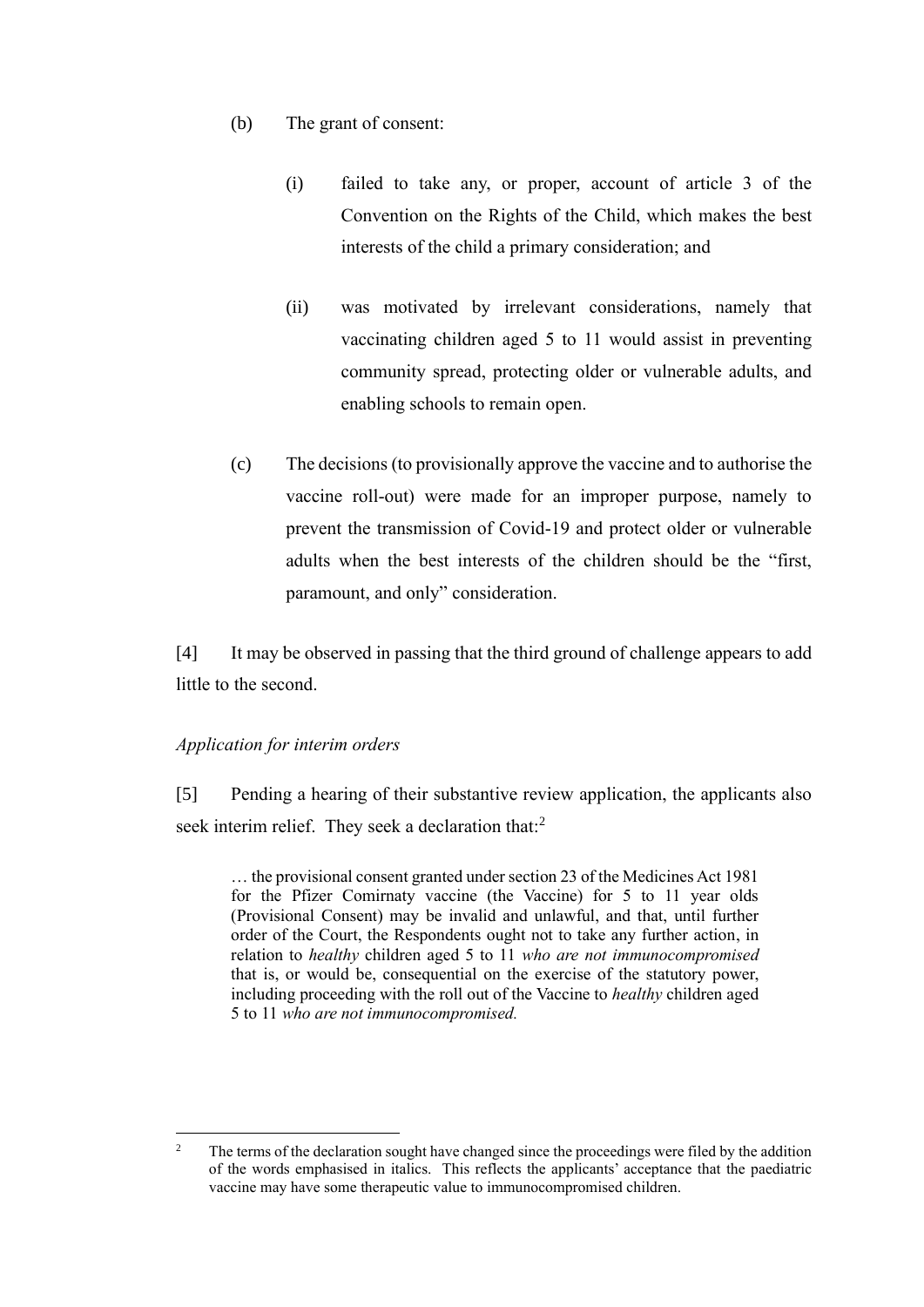(b) The grant of consent:

  (i) failed to take any, or proper, account of article 3 of the Convention on the Rights of the Child, which makes the best interests of the child a primary consideration; and

  (ii) was motivated by irrelevant considerations, namely that vaccinating children aged 5 to 11 would assist in preventing community spread, protecting older or vulnerable adults, and enabling schools to remain open.

(c) The decisions (to provisionally approve the vaccine and to authorise the vaccine roll-out) were made for an improper purpose, namely to prevent the transmission of Covid-19 and protect older or vulnerable adults when the best interests of the children should be the "first, paramount, and only" consideration.

[4] It may be observed in passing that the third ground of challenge appears to add little to the second.

*Application for interim orders*

[5] Pending a hearing of their substantive review application, the applicants also seek interim relief. They seek a declaration that:[2]

> … the provisional consent granted under section 23 of the Medicines Act 1981 for the Pfizer Comirnaty vaccine (the Vaccine) for 5 to 11 year olds (Provisional Consent) may be invalid and unlawful, and that, until further order of the Court, the Respondents ought not to take any further action, in relation to *healthy* children aged 5 to 11 *who are not immunocompromised* that is, or would be, consequential on the exercise of the statutory power, including proceeding with the roll out of the Vaccine to *healthy* children aged 5 to 11 *who are not immunocompromised.*

---

[2] The terms of the declaration sought have changed since the proceedings were filed by the addition of the words emphasised in italics. This reflects the applicants' acceptance that the paediatric vaccine may have some therapeutic value to immunocompromised children.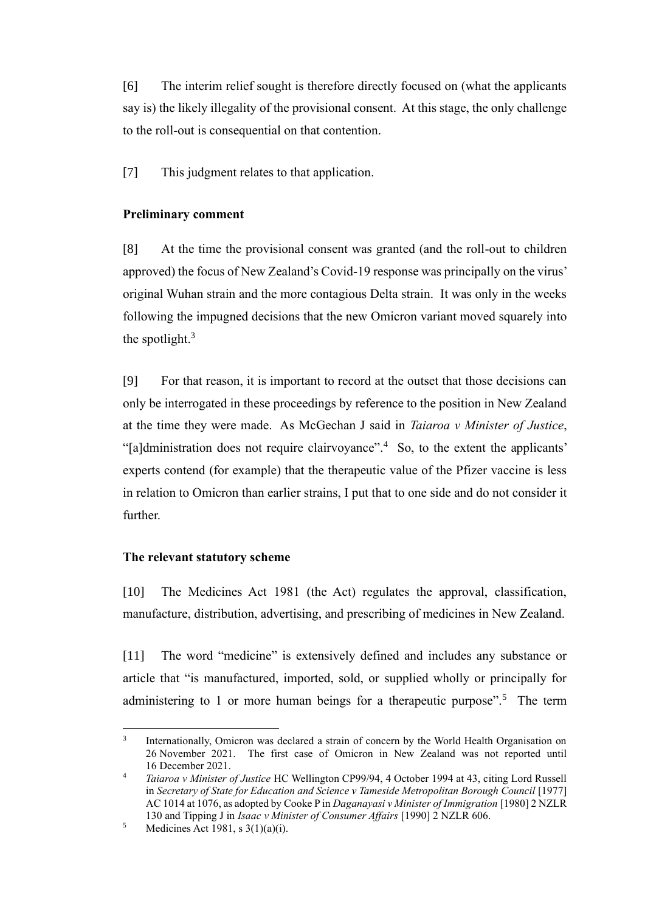[6] The interim relief sought is therefore directly focused on (what the applicants say is) the likely illegality of the provisional consent. At this stage, the only challenge to the roll-out is consequential on that contention.

[7] This judgment relates to that application.

**Preliminary comment**

[8] At the time the provisional consent was granted (and the roll-out to children approved) the focus of New Zealand's Covid-19 response was principally on the virus' original Wuhan strain and the more contagious Delta strain. It was only in the weeks following the impugned decisions that the new Omicron variant moved squarely into the spotlight.[3]

[9] For that reason, it is important to record at the outset that those decisions can only be interrogated in these proceedings by reference to the position in New Zealand at the time they were made. As McGechan J said in *Taiaroa v Minister of Justice*, "[a]dministration does not require clairvoyance".[4] So, to the extent the applicants' experts contend (for example) that the therapeutic value of the Pfizer vaccine is less in relation to Omicron than earlier strains, I put that to one side and do not consider it further.

**The relevant statutory scheme**

[10] The Medicines Act 1981 (the Act) regulates the approval, classification, manufacture, distribution, advertising, and prescribing of medicines in New Zealand.

[11] The word "medicine" is extensively defined and includes any substance or article that "is manufactured, imported, sold, or supplied wholly or principally for administering to 1 or more human beings for a therapeutic purpose".[5] The term

---

[3] Internationally, Omicron was declared a strain of concern by the World Health Organisation on 26 November 2021. The first case of Omicron in New Zealand was not reported until 16 December 2021.

[4] *Taiaroa v Minister of Justice* HC Wellington CP99/94, 4 October 1994 at 43, citing Lord Russell in *Secretary of State for Education and Science v Tameside Metropolitan Borough Council* [1977] AC 1014 at 1076, as adopted by Cooke P in *Daganayasi v Minister of Immigration* [1980] 2 NZLR 130 and Tipping J in *Isaac v Minister of Consumer Affairs* [1990] 2 NZLR 606.

[5] Medicines Act 1981, s 3(1)(a)(i).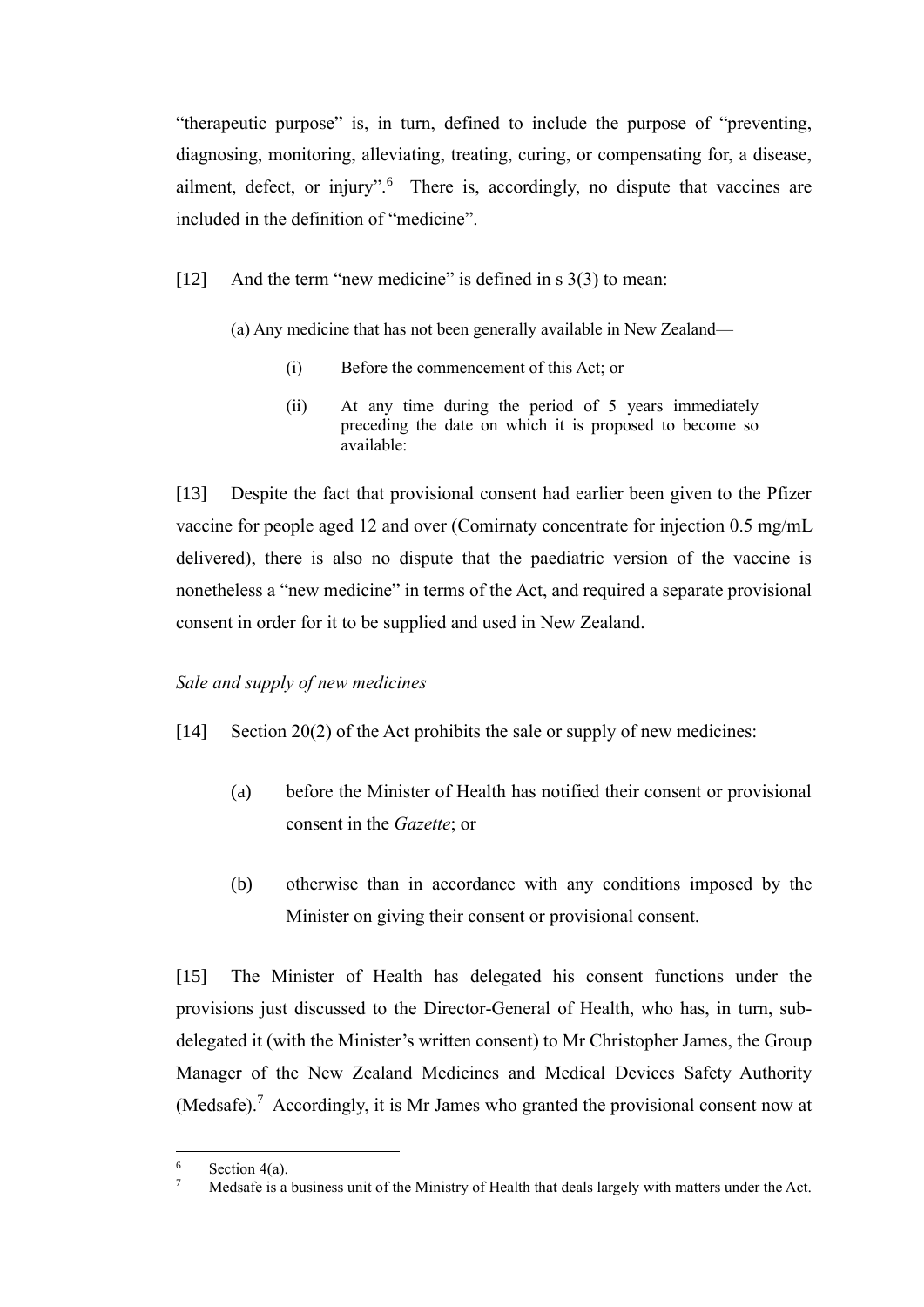"therapeutic purpose" is, in turn, defined to include the purpose of "preventing, diagnosing, monitoring, alleviating, treating, curing, or compensating for, a disease, ailment, defect, or injury".[6] There is, accordingly, no dispute that vaccines are included in the definition of "medicine".

[12] And the term "new medicine" is defined in s 3(3) to mean:

> (a) Any medicine that has not been generally available in New Zealand—
>
> > (i) Before the commencement of this Act; or
> >
> > (ii) At any time during the period of 5 years immediately preceding the date on which it is proposed to become so available:

[13] Despite the fact that provisional consent had earlier been given to the Pfizer vaccine for people aged 12 and over (Comirnaty concentrate for injection 0.5 mg/mL delivered), there is also no dispute that the paediatric version of the vaccine is nonetheless a "new medicine" in terms of the Act, and required a separate provisional consent in order for it to be supplied and used in New Zealand.

*Sale and supply of new medicines*

[14] Section 20(2) of the Act prohibits the sale or supply of new medicines:

(a) before the Minister of Health has notified their consent or provisional consent in the *Gazette*; or

(b) otherwise than in accordance with any conditions imposed by the Minister on giving their consent or provisional consent.

[15] The Minister of Health has delegated his consent functions under the provisions just discussed to the Director-General of Health, who has, in turn, sub-delegated it (with the Minister's written consent) to Mr Christopher James, the Group Manager of the New Zealand Medicines and Medical Devices Safety Authority (Medsafe).[7] Accordingly, it is Mr James who granted the provisional consent now at

---

[6] Section 4(a).

[7] Medsafe is a business unit of the Ministry of Health that deals largely with matters under the Act.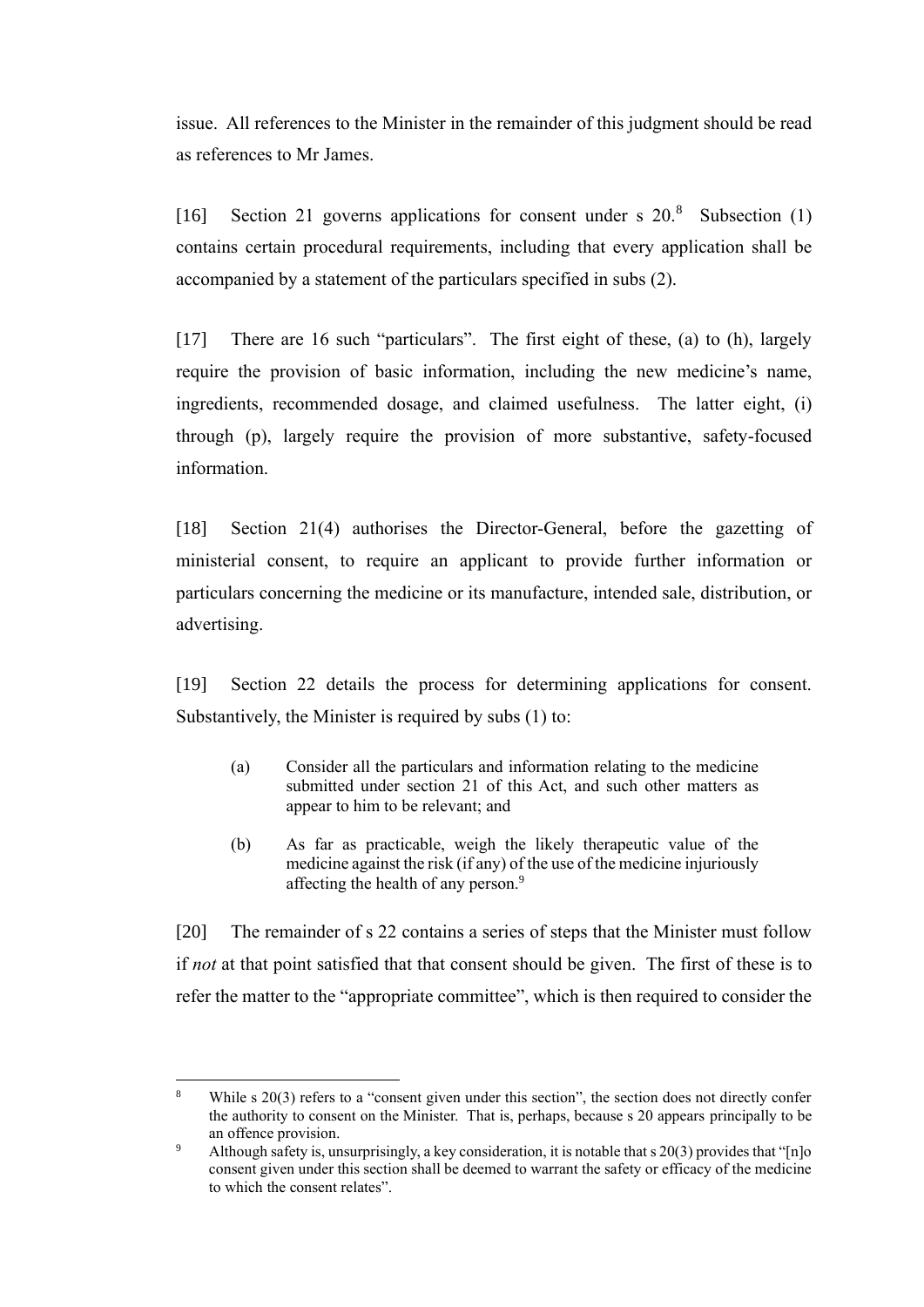issue. All references to the Minister in the remainder of this judgment should be read as references to Mr James.

[16] Section 21 governs applications for consent under s 20.[8] Subsection (1) contains certain procedural requirements, including that every application shall be accompanied by a statement of the particulars specified in subs (2).

[17] There are 16 such "particulars". The first eight of these, (a) to (h), largely require the provision of basic information, including the new medicine's name, ingredients, recommended dosage, and claimed usefulness. The latter eight, (i) through (p), largely require the provision of more substantive, safety-focused information.

[18] Section 21(4) authorises the Director-General, before the gazetting of ministerial consent, to require an applicant to provide further information or particulars concerning the medicine or its manufacture, intended sale, distribution, or advertising.

[19] Section 22 details the process for determining applications for consent. Substantively, the Minister is required by subs (1) to:

> (a) Consider all the particulars and information relating to the medicine submitted under section 21 of this Act, and such other matters as appear to him to be relevant; and
>
> (b) As far as practicable, weigh the likely therapeutic value of the medicine against the risk (if any) of the use of the medicine injuriously affecting the health of any person.[9]

[20] The remainder of s 22 contains a series of steps that the Minister must follow if *not* at that point satisfied that that consent should be given. The first of these is to refer the matter to the "appropriate committee", which is then required to consider the

---

[8] While s 20(3) refers to a "consent given under this section", the section does not directly confer the authority to consent on the Minister. That is, perhaps, because s 20 appears principally to be an offence provision.

[9] Although safety is, unsurprisingly, a key consideration, it is notable that s 20(3) provides that "[n]o consent given under this section shall be deemed to warrant the safety or efficacy of the medicine to which the consent relates".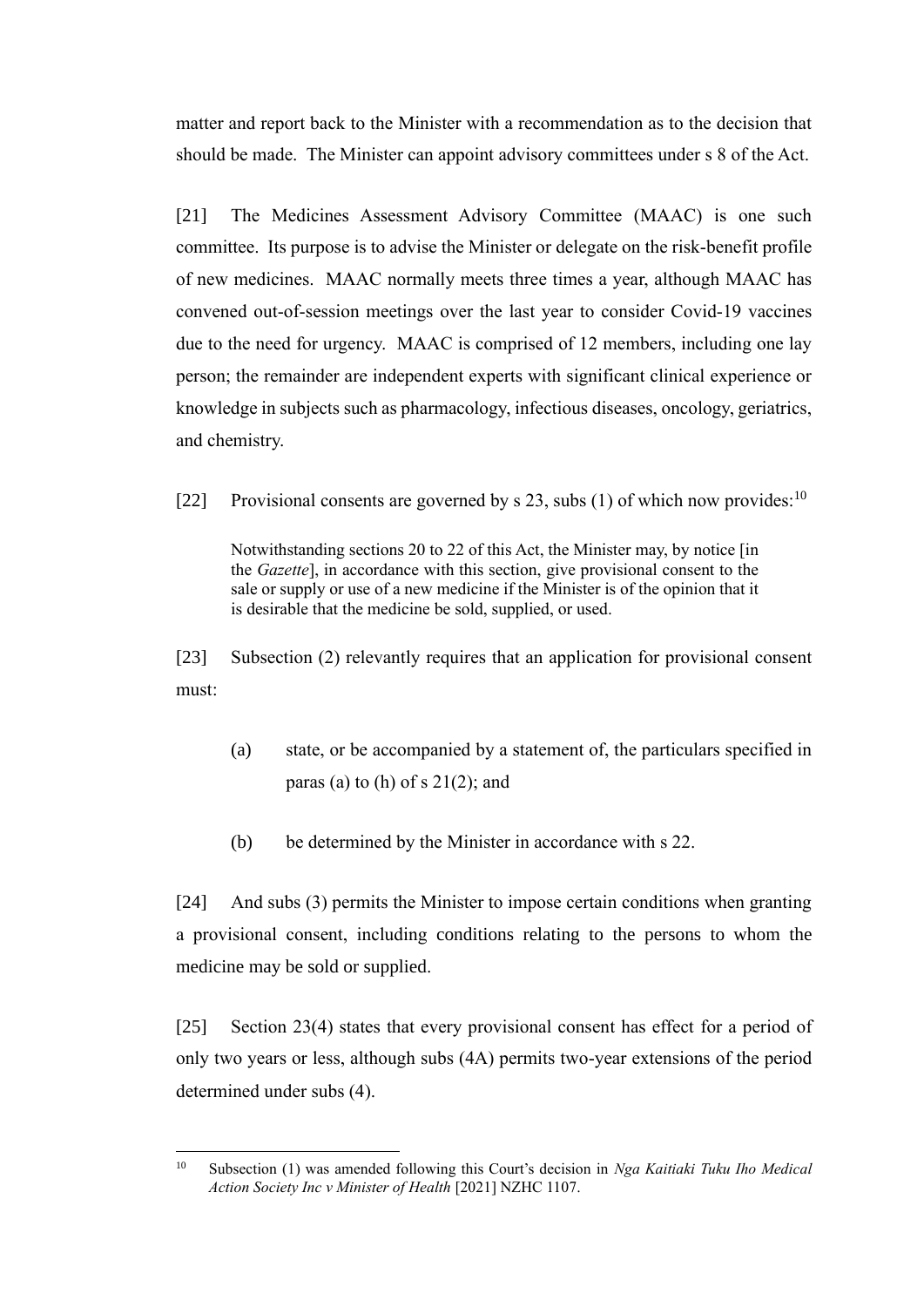matter and report back to the Minister with a recommendation as to the decision that should be made. The Minister can appoint advisory committees under s 8 of the Act.

[21] The Medicines Assessment Advisory Committee (MAAC) is one such committee. Its purpose is to advise the Minister or delegate on the risk-benefit profile of new medicines. MAAC normally meets three times a year, although MAAC has convened out-of-session meetings over the last year to consider Covid-19 vaccines due to the need for urgency. MAAC is comprised of 12 members, including one lay person; the remainder are independent experts with significant clinical experience or knowledge in subjects such as pharmacology, infectious diseases, oncology, geriatrics, and chemistry.

[22] Provisional consents are governed by s 23, subs (1) of which now provides:[10]

> Notwithstanding sections 20 to 22 of this Act, the Minister may, by notice [in the *Gazette*], in accordance with this section, give provisional consent to the sale or supply or use of a new medicine if the Minister is of the opinion that it is desirable that the medicine be sold, supplied, or used.

[23] Subsection (2) relevantly requires that an application for provisional consent must:

> (a) state, or be accompanied by a statement of, the particulars specified in paras (a) to (h) of s 21(2); and
>
> (b) be determined by the Minister in accordance with s 22.

[24] And subs (3) permits the Minister to impose certain conditions when granting a provisional consent, including conditions relating to the persons to whom the medicine may be sold or supplied.

[25] Section 23(4) states that every provisional consent has effect for a period of only two years or less, although subs (4A) permits two-year extensions of the period determined under subs (4).

---

[10] Subsection (1) was amended following this Court's decision in *Nga Kaitiaki Tuku Iho Medical Action Society Inc v Minister of Health* [2021] NZHC 1107.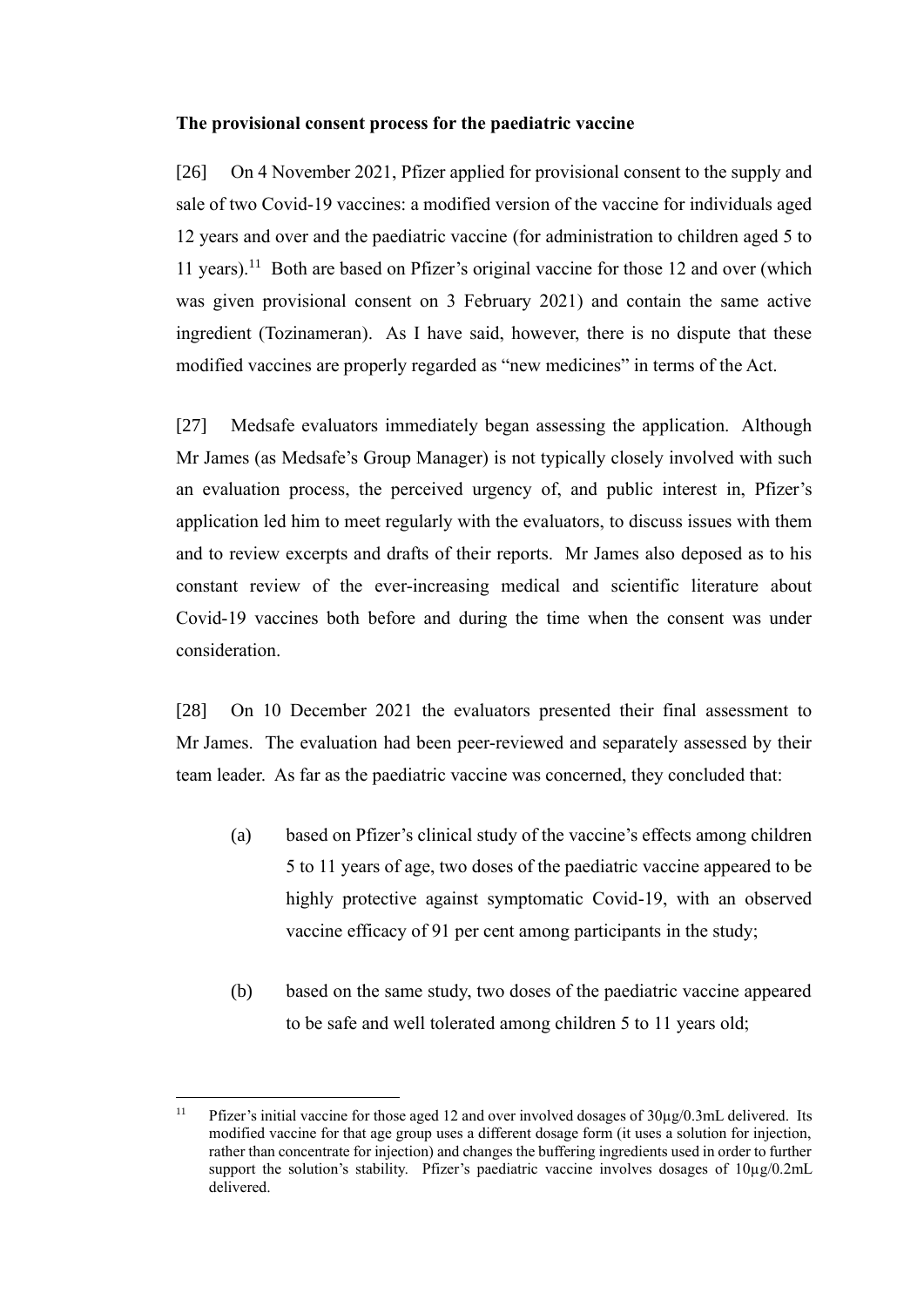**The provisional consent process for the paediatric vaccine**

[26] On 4 November 2021, Pfizer applied for provisional consent to the supply and sale of two Covid-19 vaccines: a modified version of the vaccine for individuals aged 12 years and over and the paediatric vaccine (for administration to children aged 5 to 11 years).[11] Both are based on Pfizer's original vaccine for those 12 and over (which was given provisional consent on 3 February 2021) and contain the same active ingredient (Tozinameran). As I have said, however, there is no dispute that these modified vaccines are properly regarded as "new medicines" in terms of the Act.

[27] Medsafe evaluators immediately began assessing the application. Although Mr James (as Medsafe's Group Manager) is not typically closely involved with such an evaluation process, the perceived urgency of, and public interest in, Pfizer's application led him to meet regularly with the evaluators, to discuss issues with them and to review excerpts and drafts of their reports. Mr James also deposed as to his constant review of the ever-increasing medical and scientific literature about Covid-19 vaccines both before and during the time when the consent was under consideration.

[28] On 10 December 2021 the evaluators presented their final assessment to Mr James. The evaluation had been peer-reviewed and separately assessed by their team leader. As far as the paediatric vaccine was concerned, they concluded that:

(a) based on Pfizer's clinical study of the vaccine's effects among children 5 to 11 years of age, two doses of the paediatric vaccine appeared to be highly protective against symptomatic Covid-19, with an observed vaccine efficacy of 91 per cent among participants in the study;

(b) based on the same study, two doses of the paediatric vaccine appeared to be safe and well tolerated among children 5 to 11 years old;

---

[11] Pfizer's initial vaccine for those aged 12 and over involved dosages of 30µg/0.3mL delivered. Its modified vaccine for that age group uses a different dosage form (it uses a solution for injection, rather than concentrate for injection) and changes the buffering ingredients used in order to further support the solution's stability. Pfizer's paediatric vaccine involves dosages of 10µg/0.2mL delivered.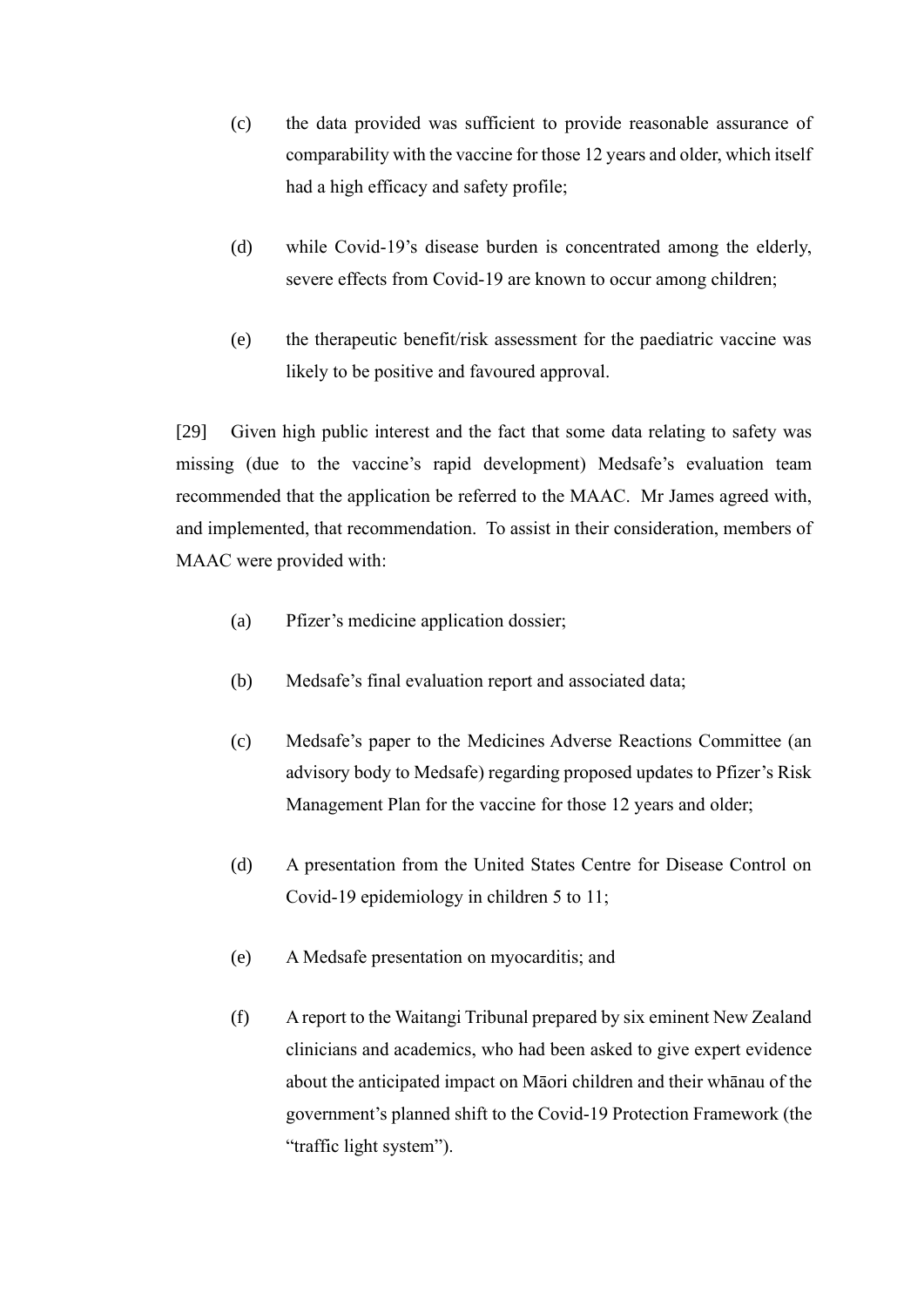(c) the data provided was sufficient to provide reasonable assurance of comparability with the vaccine for those 12 years and older, which itself had a high efficacy and safety profile;

(d) while Covid-19's disease burden is concentrated among the elderly, severe effects from Covid-19 are known to occur among children;

(e) the therapeutic benefit/risk assessment for the paediatric vaccine was likely to be positive and favoured approval.

[29] Given high public interest and the fact that some data relating to safety was missing (due to the vaccine's rapid development) Medsafe's evaluation team recommended that the application be referred to the MAAC. Mr James agreed with, and implemented, that recommendation. To assist in their consideration, members of MAAC were provided with:

(a) Pfizer's medicine application dossier;

(b) Medsafe's final evaluation report and associated data;

(c) Medsafe's paper to the Medicines Adverse Reactions Committee (an advisory body to Medsafe) regarding proposed updates to Pfizer's Risk Management Plan for the vaccine for those 12 years and older;

(d) A presentation from the United States Centre for Disease Control on Covid-19 epidemiology in children 5 to 11;

(e) A Medsafe presentation on myocarditis; and

(f) A report to the Waitangi Tribunal prepared by six eminent New Zealand clinicians and academics, who had been asked to give expert evidence about the anticipated impact on Māori children and their whānau of the government's planned shift to the Covid-19 Protection Framework (the "traffic light system").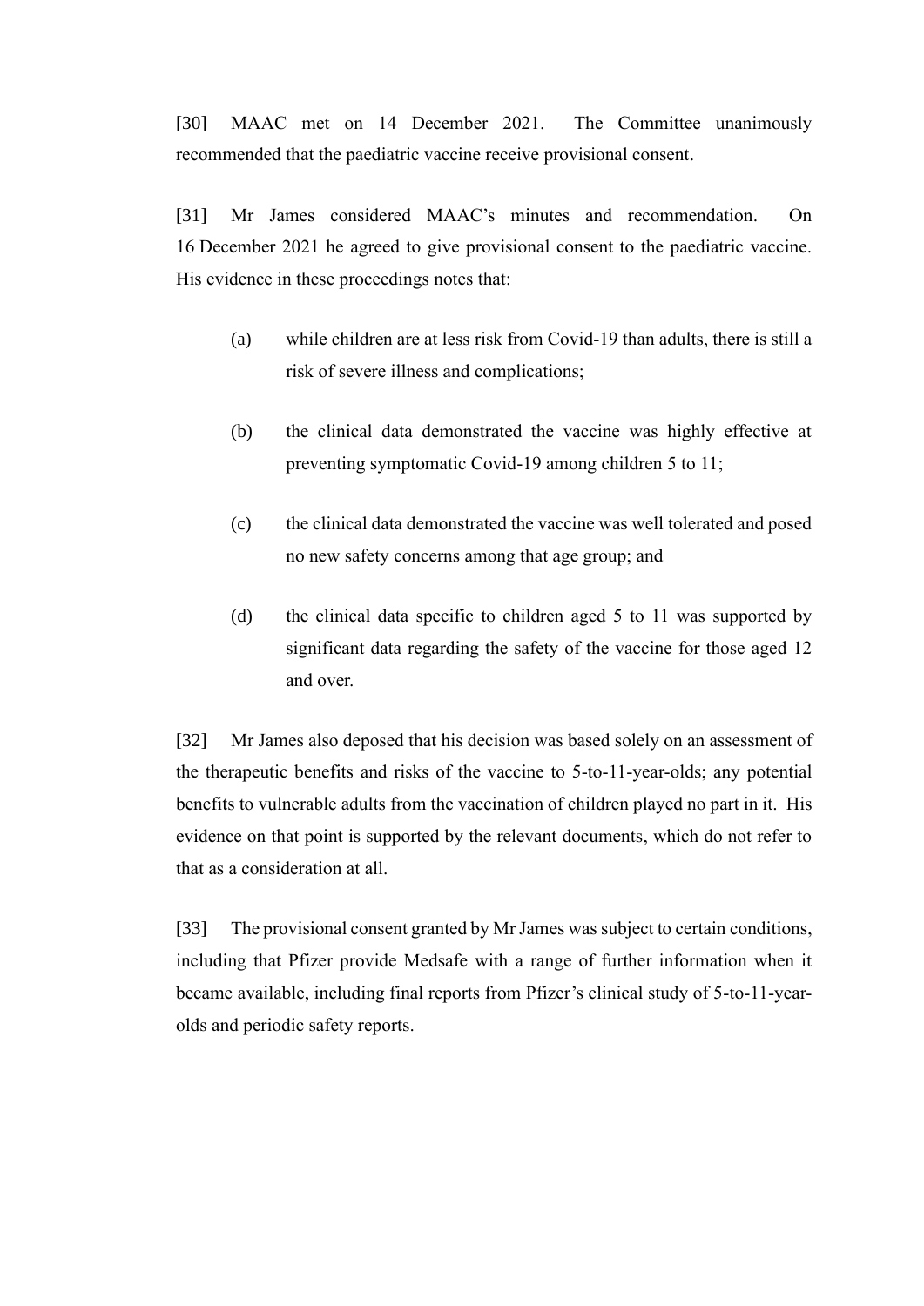[30] MAAC met on 14 December 2021. The Committee unanimously recommended that the paediatric vaccine receive provisional consent.

[31] Mr James considered MAAC's minutes and recommendation. On 16 December 2021 he agreed to give provisional consent to the paediatric vaccine. His evidence in these proceedings notes that:

> (a) while children are at less risk from Covid-19 than adults, there is still a risk of severe illness and complications;
>
> (b) the clinical data demonstrated the vaccine was highly effective at preventing symptomatic Covid-19 among children 5 to 11;
>
> (c) the clinical data demonstrated the vaccine was well tolerated and posed no new safety concerns among that age group; and
>
> (d) the clinical data specific to children aged 5 to 11 was supported by significant data regarding the safety of the vaccine for those aged 12 and over.

[32] Mr James also deposed that his decision was based solely on an assessment of the therapeutic benefits and risks of the vaccine to 5-to-11-year-olds; any potential benefits to vulnerable adults from the vaccination of children played no part in it. His evidence on that point is supported by the relevant documents, which do not refer to that as a consideration at all.

[33] The provisional consent granted by Mr James was subject to certain conditions, including that Pfizer provide Medsafe with a range of further information when it became available, including final reports from Pfizer's clinical study of 5-to-11-year-olds and periodic safety reports.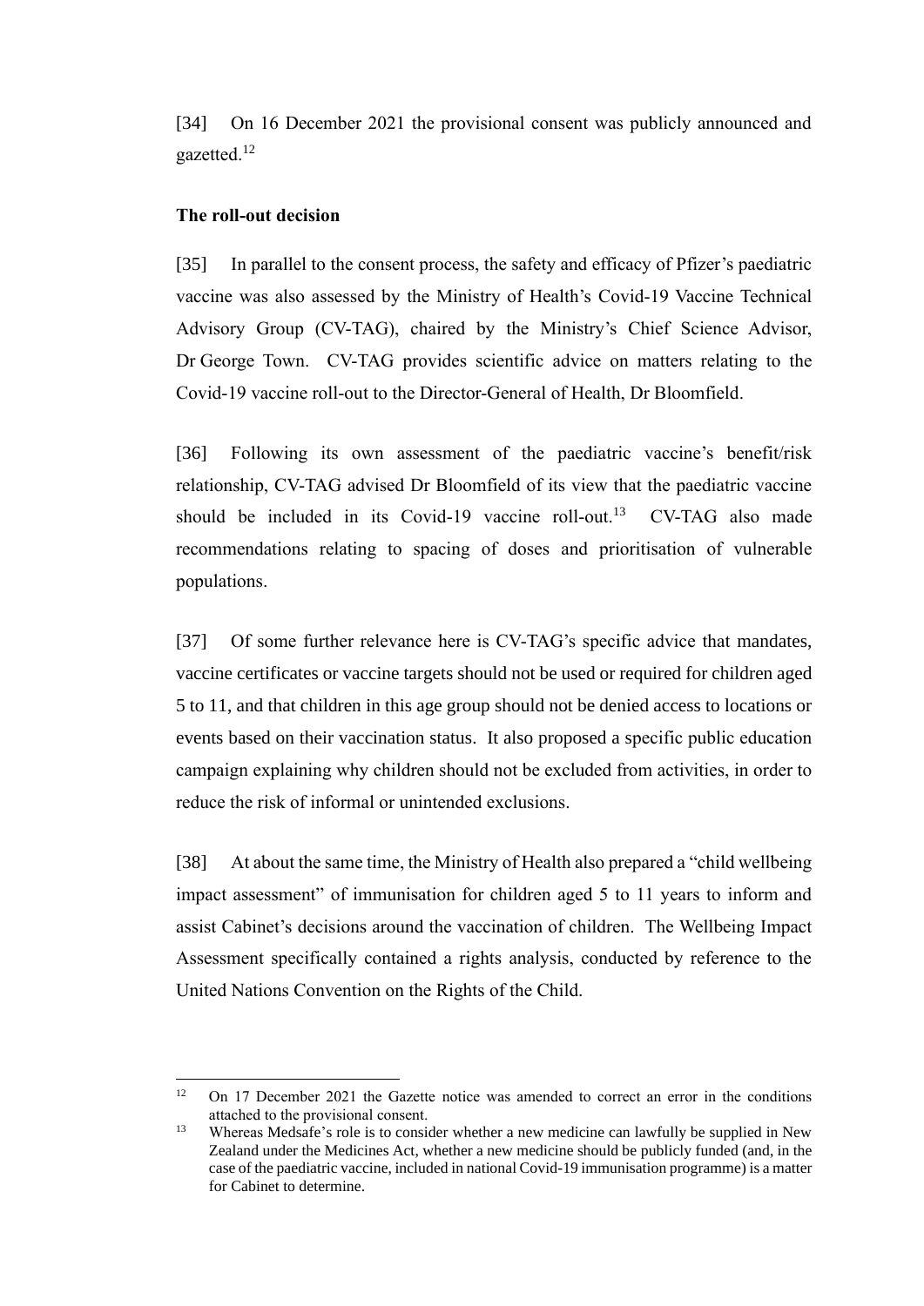[34] On 16 December 2021 the provisional consent was publicly announced and gazetted.[12]

**The roll-out decision**

[35] In parallel to the consent process, the safety and efficacy of Pfizer's paediatric vaccine was also assessed by the Ministry of Health's Covid-19 Vaccine Technical Advisory Group (CV-TAG), chaired by the Ministry's Chief Science Advisor, Dr George Town. CV-TAG provides scientific advice on matters relating to the Covid-19 vaccine roll-out to the Director-General of Health, Dr Bloomfield.

[36] Following its own assessment of the paediatric vaccine's benefit/risk relationship, CV-TAG advised Dr Bloomfield of its view that the paediatric vaccine should be included in its Covid-19 vaccine roll-out.[13] CV-TAG also made recommendations relating to spacing of doses and prioritisation of vulnerable populations.

[37] Of some further relevance here is CV-TAG's specific advice that mandates, vaccine certificates or vaccine targets should not be used or required for children aged 5 to 11, and that children in this age group should not be denied access to locations or events based on their vaccination status. It also proposed a specific public education campaign explaining why children should not be excluded from activities, in order to reduce the risk of informal or unintended exclusions.

[38] At about the same time, the Ministry of Health also prepared a "child wellbeing impact assessment" of immunisation for children aged 5 to 11 years to inform and assist Cabinet's decisions around the vaccination of children. The Wellbeing Impact Assessment specifically contained a rights analysis, conducted by reference to the United Nations Convention on the Rights of the Child.

---

[12] On 17 December 2021 the Gazette notice was amended to correct an error in the conditions attached to the provisional consent.

[13] Whereas Medsafe's role is to consider whether a new medicine can lawfully be supplied in New Zealand under the Medicines Act, whether a new medicine should be publicly funded (and, in the case of the paediatric vaccine, included in national Covid-19 immunisation programme) is a matter for Cabinet to determine.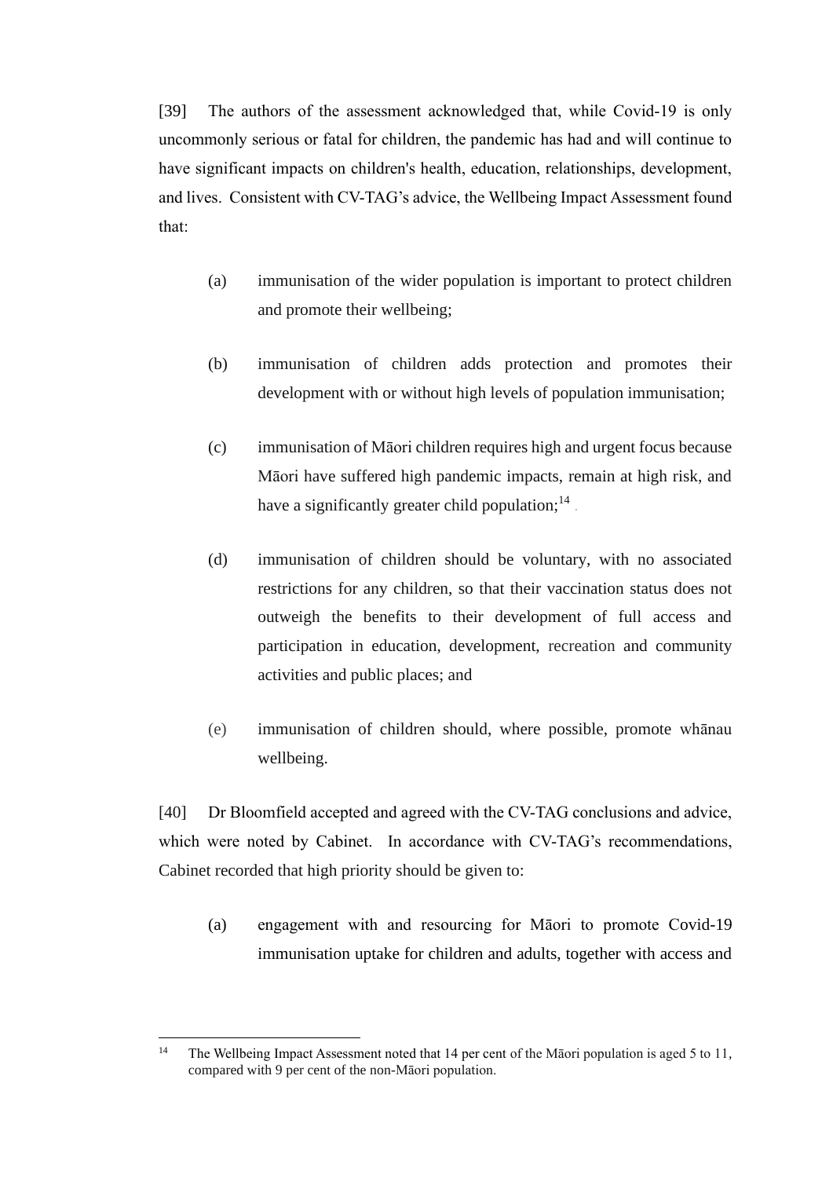[39] The authors of the assessment acknowledged that, while Covid-19 is only uncommonly serious or fatal for children, the pandemic has had and will continue to have significant impacts on children's health, education, relationships, development, and lives. Consistent with CV-TAG's advice, the Wellbeing Impact Assessment found that:

(a) immunisation of the wider population is important to protect children and promote their wellbeing;

(b) immunisation of children adds protection and promotes their development with or without high levels of population immunisation;

(c) immunisation of Māori children requires high and urgent focus because Māori have suffered high pandemic impacts, remain at high risk, and have a significantly greater child population;[14]

(d) immunisation of children should be voluntary, with no associated restrictions for any children, so that their vaccination status does not outweigh the benefits to their development of full access and participation in education, development, recreation and community activities and public places; and

(e) immunisation of children should, where possible, promote whānau wellbeing.

[40] Dr Bloomfield accepted and agreed with the CV-TAG conclusions and advice, which were noted by Cabinet. In accordance with CV-TAG's recommendations, Cabinet recorded that high priority should be given to:

(a) engagement with and resourcing for Māori to promote Covid-19 immunisation uptake for children and adults, together with access and

---

[14] The Wellbeing Impact Assessment noted that 14 per cent of the Māori population is aged 5 to 11, compared with 9 per cent of the non-Māori population.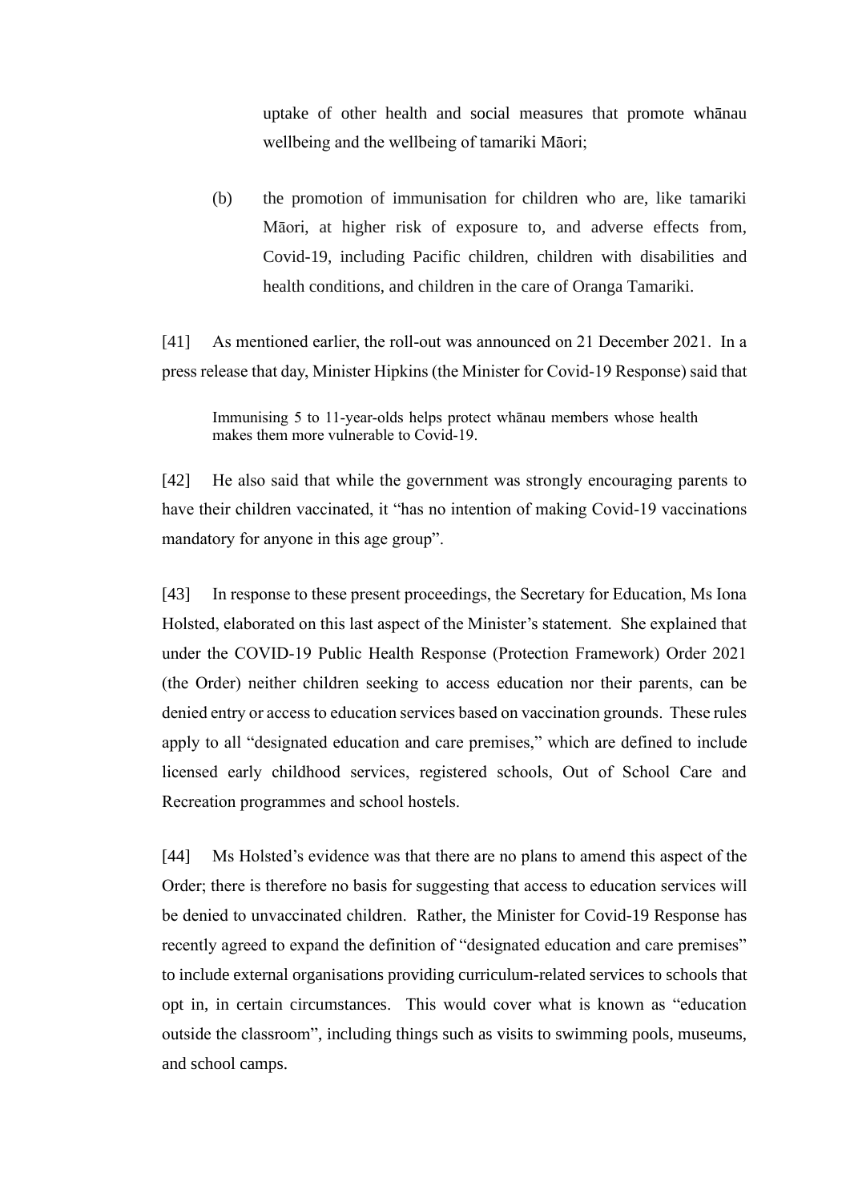uptake of other health and social measures that promote whānau wellbeing and the wellbeing of tamariki Māori;

(b) the promotion of immunisation for children who are, like tamariki Māori, at higher risk of exposure to, and adverse effects from, Covid-19, including Pacific children, children with disabilities and health conditions, and children in the care of Oranga Tamariki.

[41] As mentioned earlier, the roll-out was announced on 21 December 2021. In a press release that day, Minister Hipkins (the Minister for Covid-19 Response) said that

> Immunising 5 to 11-year-olds helps protect whānau members whose health makes them more vulnerable to Covid-19.

[42] He also said that while the government was strongly encouraging parents to have their children vaccinated, it "has no intention of making Covid-19 vaccinations mandatory for anyone in this age group".

[43] In response to these present proceedings, the Secretary for Education, Ms Iona Holsted, elaborated on this last aspect of the Minister's statement. She explained that under the COVID-19 Public Health Response (Protection Framework) Order 2021 (the Order) neither children seeking to access education nor their parents, can be denied entry or access to education services based on vaccination grounds. These rules apply to all "designated education and care premises," which are defined to include licensed early childhood services, registered schools, Out of School Care and Recreation programmes and school hostels.

[44] Ms Holsted's evidence was that there are no plans to amend this aspect of the Order; there is therefore no basis for suggesting that access to education services will be denied to unvaccinated children. Rather, the Minister for Covid-19 Response has recently agreed to expand the definition of "designated education and care premises" to include external organisations providing curriculum-related services to schools that opt in, in certain circumstances. This would cover what is known as "education outside the classroom", including things such as visits to swimming pools, museums, and school camps.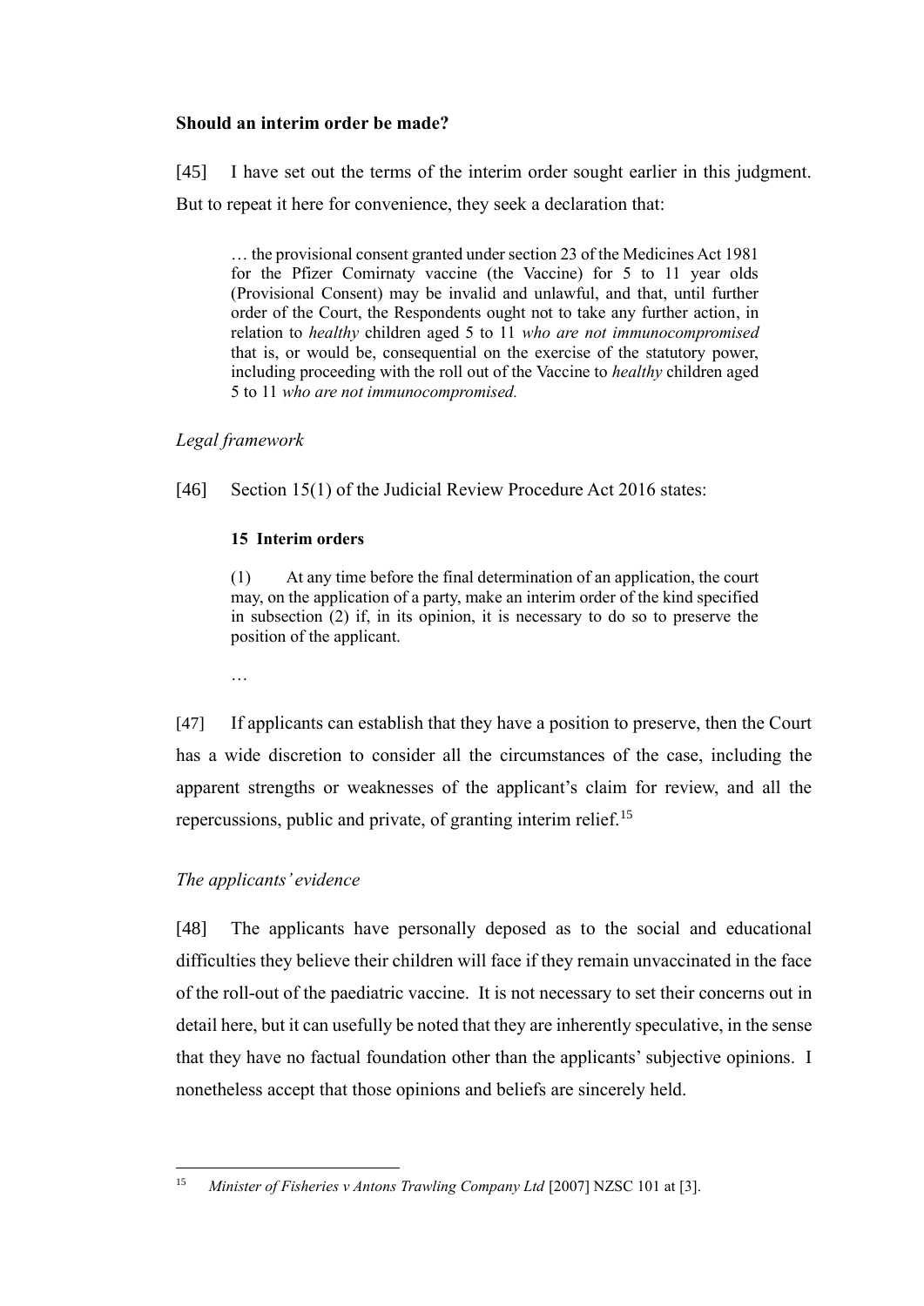**Should an interim order be made?**

[45] I have set out the terms of the interim order sought earlier in this judgment. But to repeat it here for convenience, they seek a declaration that:

> … the provisional consent granted under section 23 of the Medicines Act 1981 for the Pfizer Comirnaty vaccine (the Vaccine) for 5 to 11 year olds (Provisional Consent) may be invalid and unlawful, and that, until further order of the Court, the Respondents ought not to take any further action, in relation to *healthy* children aged 5 to 11 *who are not immunocompromised* that is, or would be, consequential on the exercise of the statutory power, including proceeding with the roll out of the Vaccine to *healthy* children aged 5 to 11 *who are not immunocompromised.*

*Legal framework*

[46] Section 15(1) of the Judicial Review Procedure Act 2016 states:

> **15 Interim orders**
>
> (1) At any time before the final determination of an application, the court may, on the application of a party, make an interim order of the kind specified in subsection (2) if, in its opinion, it is necessary to do so to preserve the position of the applicant.
>
> …

[47] If applicants can establish that they have a position to preserve, then the Court has a wide discretion to consider all the circumstances of the case, including the apparent strengths or weaknesses of the applicant's claim for review, and all the repercussions, public and private, of granting interim relief.[15]

*The applicants' evidence*

[48] The applicants have personally deposed as to the social and educational difficulties they believe their children will face if they remain unvaccinated in the face of the roll-out of the paediatric vaccine. It is not necessary to set their concerns out in detail here, but it can usefully be noted that they are inherently speculative, in the sense that they have no factual foundation other than the applicants' subjective opinions. I nonetheless accept that those opinions and beliefs are sincerely held.

---

[15] *Minister of Fisheries v Antons Trawling Company Ltd* [2007] NZSC 101 at [3].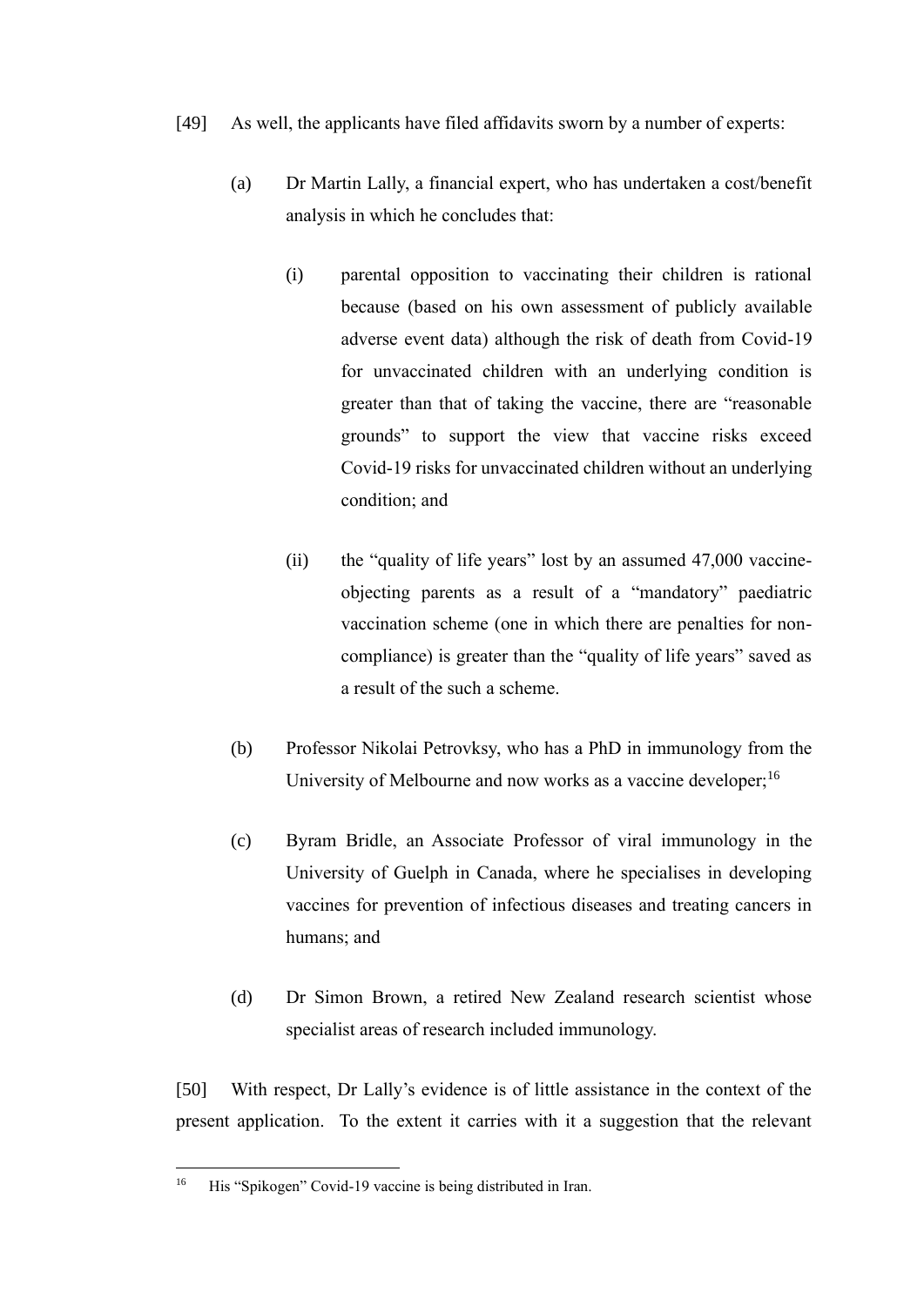[49] As well, the applicants have filed affidavits sworn by a number of experts:

(a) Dr Martin Lally, a financial expert, who has undertaken a cost/benefit analysis in which he concludes that:

(i) parental opposition to vaccinating their children is rational because (based on his own assessment of publicly available adverse event data) although the risk of death from Covid-19 for unvaccinated children with an underlying condition is greater than that of taking the vaccine, there are "reasonable grounds" to support the view that vaccine risks exceed Covid-19 risks for unvaccinated children without an underlying condition; and

(ii) the "quality of life years" lost by an assumed 47,000 vaccine-objecting parents as a result of a "mandatory" paediatric vaccination scheme (one in which there are penalties for non-compliance) is greater than the "quality of life years" saved as a result of the such a scheme.

(b) Professor Nikolai Petrovksy, who has a PhD in immunology from the University of Melbourne and now works as a vaccine developer;[16]

(c) Byram Bridle, an Associate Professor of viral immunology in the University of Guelph in Canada, where he specialises in developing vaccines for prevention of infectious diseases and treating cancers in humans; and

(d) Dr Simon Brown, a retired New Zealand research scientist whose specialist areas of research included immunology.

[50] With respect, Dr Lally's evidence is of little assistance in the context of the present application. To the extent it carries with it a suggestion that the relevant

---

[16] His "Spikogen" Covid-19 vaccine is being distributed in Iran.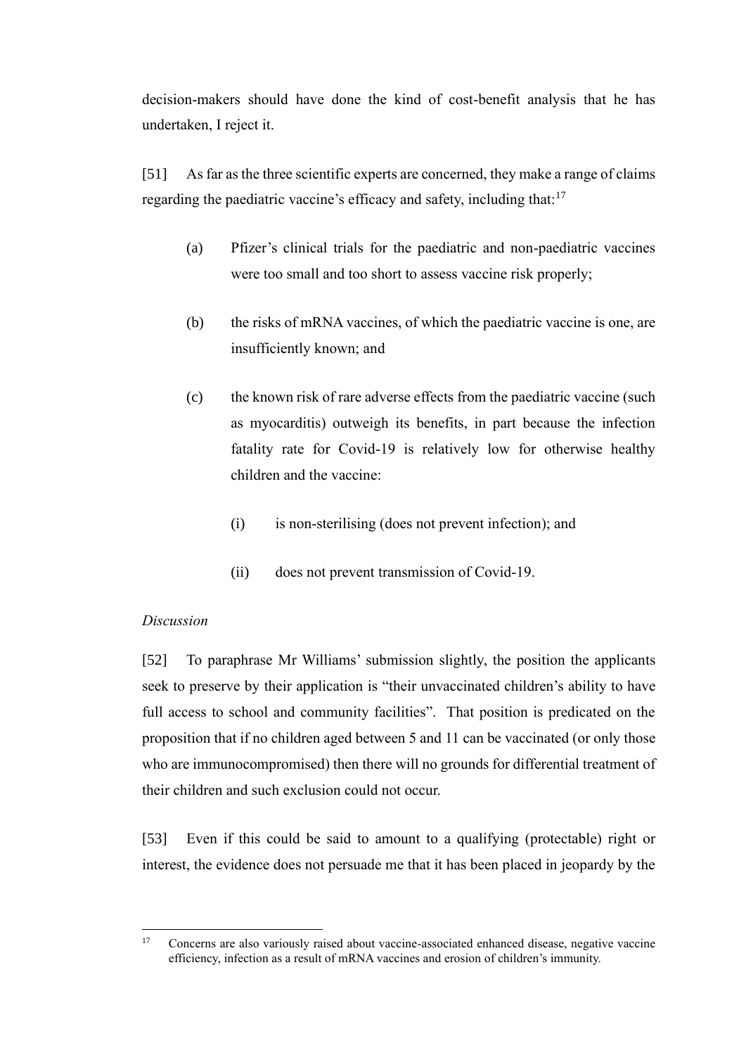decision-makers should have done the kind of cost-benefit analysis that he has undertaken, I reject it.

[51] As far as the three scientific experts are concerned, they make a range of claims regarding the paediatric vaccine's efficacy and safety, including that:[17]

(a) Pfizer's clinical trials for the paediatric and non-paediatric vaccines were too small and too short to assess vaccine risk properly;

(b) the risks of mRNA vaccines, of which the paediatric vaccine is one, are insufficiently known; and

(c) the known risk of rare adverse effects from the paediatric vaccine (such as myocarditis) outweigh its benefits, in part because the infection fatality rate for Covid-19 is relatively low for otherwise healthy children and the vaccine:

  (i) is non-sterilising (does not prevent infection); and

  (ii) does not prevent transmission of Covid-19.

*Discussion*

[52] To paraphrase Mr Williams' submission slightly, the position the applicants seek to preserve by their application is "their unvaccinated children's ability to have full access to school and community facilities". That position is predicated on the proposition that if no children aged between 5 and 11 can be vaccinated (or only those who are immunocompromised) then there will no grounds for differential treatment of their children and such exclusion could not occur.

[53] Even if this could be said to amount to a qualifying (protectable) right or interest, the evidence does not persuade me that it has been placed in jeopardy by the

---

[17] Concerns are also variously raised about vaccine-associated enhanced disease, negative vaccine efficiency, infection as a result of mRNA vaccines and erosion of children's immunity.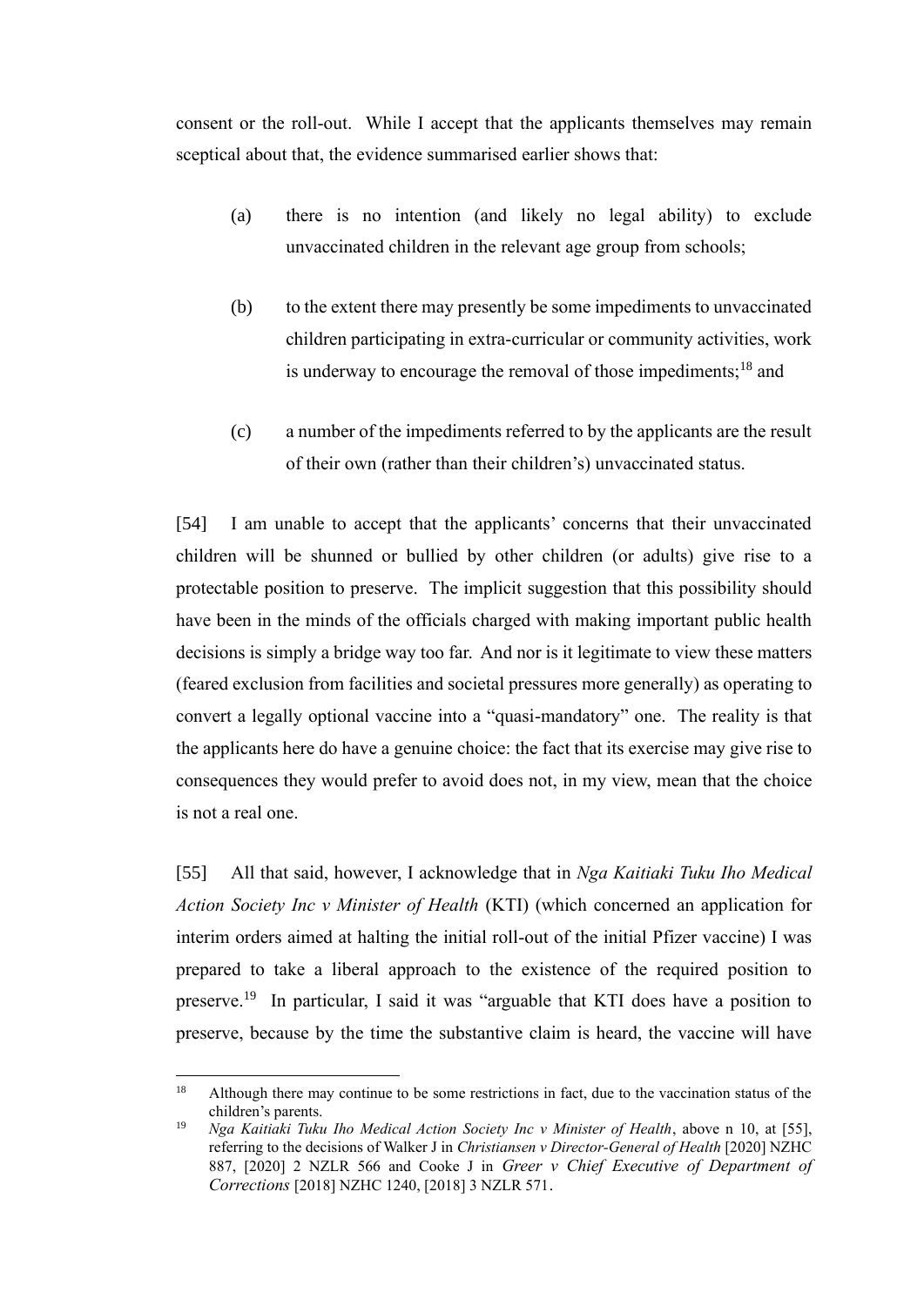consent or the roll-out. While I accept that the applicants themselves may remain sceptical about that, the evidence summarised earlier shows that:

(a) there is no intention (and likely no legal ability) to exclude unvaccinated children in the relevant age group from schools;

(b) to the extent there may presently be some impediments to unvaccinated children participating in extra-curricular or community activities, work is underway to encourage the removal of those impediments;[18] and

(c) a number of the impediments referred to by the applicants are the result of their own (rather than their children's) unvaccinated status.

[54] I am unable to accept that the applicants' concerns that their unvaccinated children will be shunned or bullied by other children (or adults) give rise to a protectable position to preserve. The implicit suggestion that this possibility should have been in the minds of the officials charged with making important public health decisions is simply a bridge way too far. And nor is it legitimate to view these matters (feared exclusion from facilities and societal pressures more generally) as operating to convert a legally optional vaccine into a "quasi-mandatory" one. The reality is that the applicants here do have a genuine choice: the fact that its exercise may give rise to consequences they would prefer to avoid does not, in my view, mean that the choice is not a real one.

[55] All that said, however, I acknowledge that in *Nga Kaitiaki Tuku Iho Medical Action Society Inc v Minister of Health* (KTI) (which concerned an application for interim orders aimed at halting the initial roll-out of the initial Pfizer vaccine) I was prepared to take a liberal approach to the existence of the required position to preserve.[19] In particular, I said it was "arguable that KTI does have a position to preserve, because by the time the substantive claim is heard, the vaccine will have

---

[18] Although there may continue to be some restrictions in fact, due to the vaccination status of the children's parents.

[19] *Nga Kaitiaki Tuku Iho Medical Action Society Inc v Minister of Health*, above n 10, at [55], referring to the decisions of Walker J in *Christiansen v Director-General of Health* [2020] NZHC 887, [2020] 2 NZLR 566 and Cooke J in *Greer v Chief Executive of Department of Corrections* [2018] NZHC 1240, [2018] 3 NZLR 571.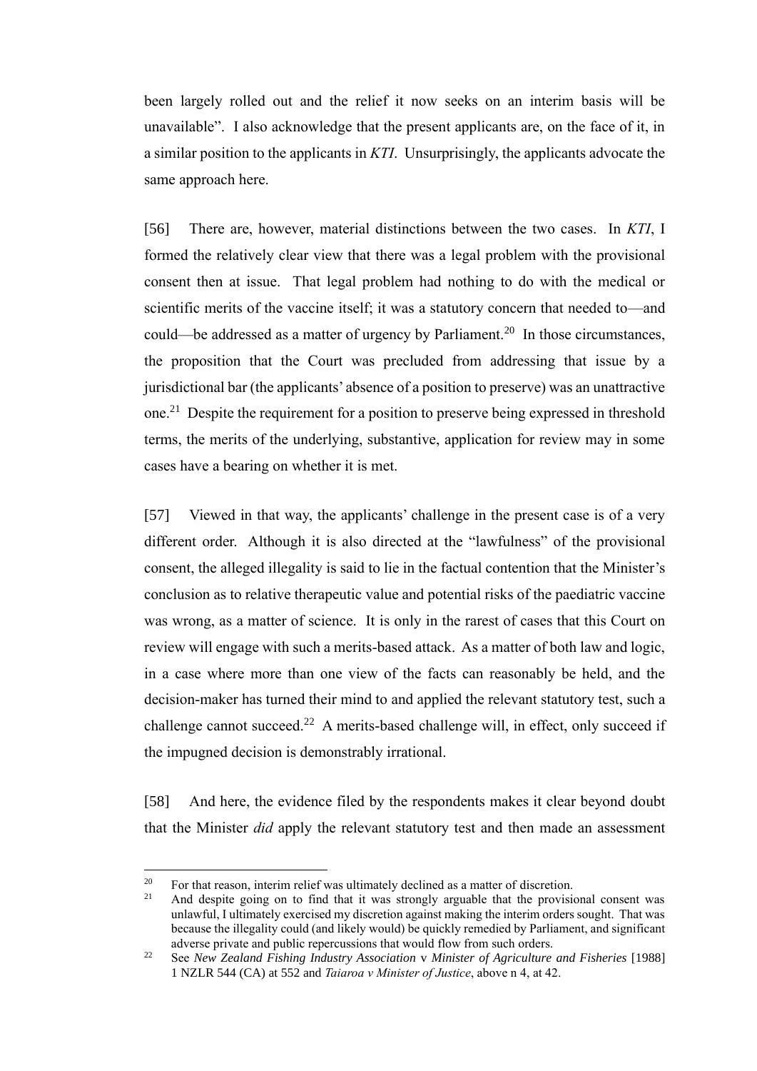been largely rolled out and the relief it now seeks on an interim basis will be unavailable". I also acknowledge that the present applicants are, on the face of it, in a similar position to the applicants in *KTI*. Unsurprisingly, the applicants advocate the same approach here.

[56] There are, however, material distinctions between the two cases. In *KTI*, I formed the relatively clear view that there was a legal problem with the provisional consent then at issue. That legal problem had nothing to do with the medical or scientific merits of the vaccine itself; it was a statutory concern that needed to—and could—be addressed as a matter of urgency by Parliament.[20] In those circumstances, the proposition that the Court was precluded from addressing that issue by a jurisdictional bar (the applicants' absence of a position to preserve) was an unattractive one.[21] Despite the requirement for a position to preserve being expressed in threshold terms, the merits of the underlying, substantive, application for review may in some cases have a bearing on whether it is met.

[57] Viewed in that way, the applicants' challenge in the present case is of a very different order. Although it is also directed at the "lawfulness" of the provisional consent, the alleged illegality is said to lie in the factual contention that the Minister's conclusion as to relative therapeutic value and potential risks of the paediatric vaccine was wrong, as a matter of science. It is only in the rarest of cases that this Court on review will engage with such a merits-based attack. As a matter of both law and logic, in a case where more than one view of the facts can reasonably be held, and the decision-maker has turned their mind to and applied the relevant statutory test, such a challenge cannot succeed.[22] A merits-based challenge will, in effect, only succeed if the impugned decision is demonstrably irrational.

[58] And here, the evidence filed by the respondents makes it clear beyond doubt that the Minister *did* apply the relevant statutory test and then made an assessment

---

[20] For that reason, interim relief was ultimately declined as a matter of discretion.

[21] And despite going on to find that it was strongly arguable that the provisional consent was unlawful, I ultimately exercised my discretion against making the interim orders sought. That was because the illegality could (and likely would) be quickly remedied by Parliament, and significant adverse private and public repercussions that would flow from such orders.

[22] See *New Zealand Fishing Industry Association* v *Minister of Agriculture and Fisheries* [1988] 1 NZLR 544 (CA) at 552 and *Taiaroa v Minister of Justice*, above n 4, at 42.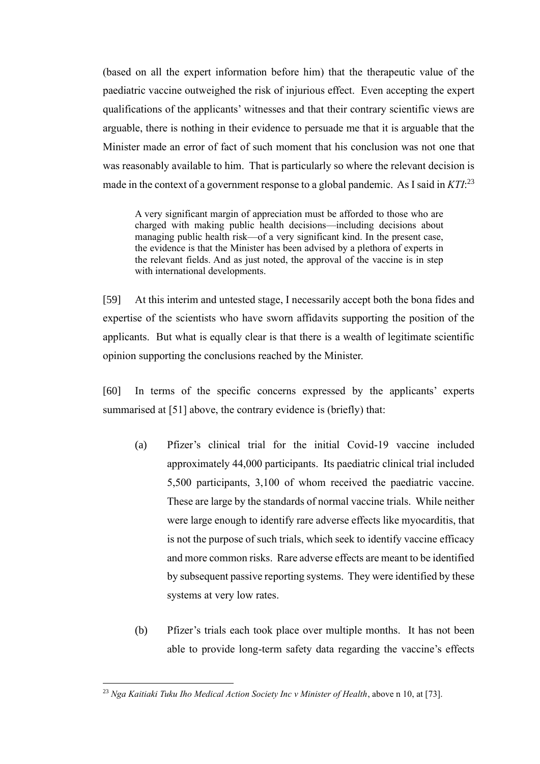(based on all the expert information before him) that the therapeutic value of the paediatric vaccine outweighed the risk of injurious effect. Even accepting the expert qualifications of the applicants' witnesses and that their contrary scientific views are arguable, there is nothing in their evidence to persuade me that it is arguable that the Minister made an error of fact of such moment that his conclusion was not one that was reasonably available to him. That is particularly so where the relevant decision is made in the context of a government response to a global pandemic. As I said in *KTI*:[23]

> A very significant margin of appreciation must be afforded to those who are charged with making public health decisions—including decisions about managing public health risk—of a very significant kind. In the present case, the evidence is that the Minister has been advised by a plethora of experts in the relevant fields. And as just noted, the approval of the vaccine is in step with international developments.

[59] At this interim and untested stage, I necessarily accept both the bona fides and expertise of the scientists who have sworn affidavits supporting the position of the applicants. But what is equally clear is that there is a wealth of legitimate scientific opinion supporting the conclusions reached by the Minister.

[60] In terms of the specific concerns expressed by the applicants' experts summarised at [51] above, the contrary evidence is (briefly) that:

(a) Pfizer's clinical trial for the initial Covid-19 vaccine included approximately 44,000 participants. Its paediatric clinical trial included 5,500 participants, 3,100 of whom received the paediatric vaccine. These are large by the standards of normal vaccine trials. While neither were large enough to identify rare adverse effects like myocarditis, that is not the purpose of such trials, which seek to identify vaccine efficacy and more common risks. Rare adverse effects are meant to be identified by subsequent passive reporting systems. They were identified by these systems at very low rates.

(b) Pfizer's trials each took place over multiple months. It has not been able to provide long-term safety data regarding the vaccine's effects

---

[23] *Nga Kaitiaki Tuku Iho Medical Action Society Inc v Minister of Health*, above n 10, at [73].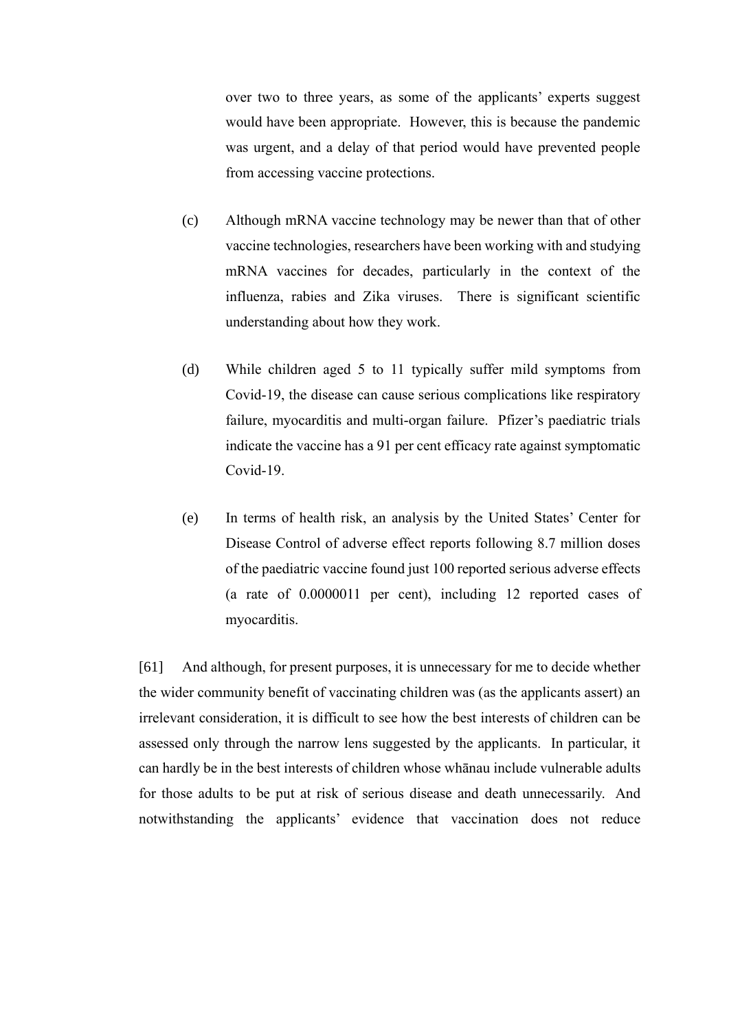over two to three years, as some of the applicants' experts suggest would have been appropriate. However, this is because the pandemic was urgent, and a delay of that period would have prevented people from accessing vaccine protections.

(c) Although mRNA vaccine technology may be newer than that of other vaccine technologies, researchers have been working with and studying mRNA vaccines for decades, particularly in the context of the influenza, rabies and Zika viruses. There is significant scientific understanding about how they work.

(d) While children aged 5 to 11 typically suffer mild symptoms from Covid-19, the disease can cause serious complications like respiratory failure, myocarditis and multi-organ failure. Pfizer's paediatric trials indicate the vaccine has a 91 per cent efficacy rate against symptomatic Covid-19.

(e) In terms of health risk, an analysis by the United States' Center for Disease Control of adverse effect reports following 8.7 million doses of the paediatric vaccine found just 100 reported serious adverse effects (a rate of 0.0000011 per cent), including 12 reported cases of myocarditis.

[61] And although, for present purposes, it is unnecessary for me to decide whether the wider community benefit of vaccinating children was (as the applicants assert) an irrelevant consideration, it is difficult to see how the best interests of children can be assessed only through the narrow lens suggested by the applicants. In particular, it can hardly be in the best interests of children whose whānau include vulnerable adults for those adults to be put at risk of serious disease and death unnecessarily. And notwithstanding the applicants' evidence that vaccination does not reduce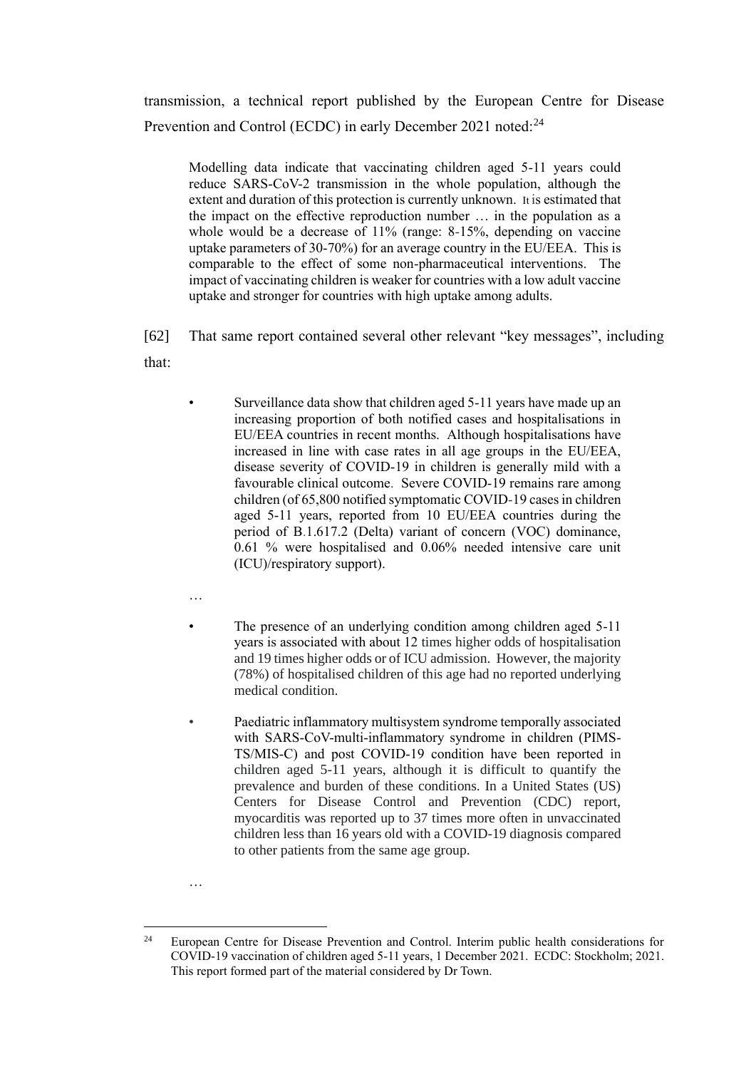transmission, a technical report published by the European Centre for Disease Prevention and Control (ECDC) in early December 2021 noted:[24]

> Modelling data indicate that vaccinating children aged 5-11 years could reduce SARS-CoV-2 transmission in the whole population, although the extent and duration of this protection is currently unknown. It is estimated that the impact on the effective reproduction number … in the population as a whole would be a decrease of 11% (range: 8-15%, depending on vaccine uptake parameters of 30-70%) for an average country in the EU/EEA. This is comparable to the effect of some non-pharmaceutical interventions. The impact of vaccinating children is weaker for countries with a low adult vaccine uptake and stronger for countries with high uptake among adults.

[62] That same report contained several other relevant "key messages", including that:

> - Surveillance data show that children aged 5-11 years have made up an increasing proportion of both notified cases and hospitalisations in EU/EEA countries in recent months. Although hospitalisations have increased in line with case rates in all age groups in the EU/EEA, disease severity of COVID-19 in children is generally mild with a favourable clinical outcome. Severe COVID-19 remains rare among children (of 65,800 notified symptomatic COVID-19 cases in children aged 5-11 years, reported from 10 EU/EEA countries during the period of B.1.617.2 (Delta) variant of concern (VOC) dominance, 0.61 % were hospitalised and 0.06% needed intensive care unit (ICU)/respiratory support).
>
> …
>
> - The presence of an underlying condition among children aged 5-11 years is associated with about 12 times higher odds of hospitalisation and 19 times higher odds or of ICU admission. However, the majority (78%) of hospitalised children of this age had no reported underlying medical condition.
> - Paediatric inflammatory multisystem syndrome temporally associated with SARS-CoV-multi-inflammatory syndrome in children (PIMS-TS/MIS-C) and post COVID-19 condition have been reported in children aged 5-11 years, although it is difficult to quantify the prevalence and burden of these conditions. In a United States (US) Centers for Disease Control and Prevention (CDC) report, myocarditis was reported up to 37 times more often in unvaccinated children less than 16 years old with a COVID-19 diagnosis compared to other patients from the same age group.
>
> …

---

[24] European Centre for Disease Prevention and Control. Interim public health considerations for COVID-19 vaccination of children aged 5-11 years, 1 December 2021. ECDC: Stockholm; 2021. This report formed part of the material considered by Dr Town.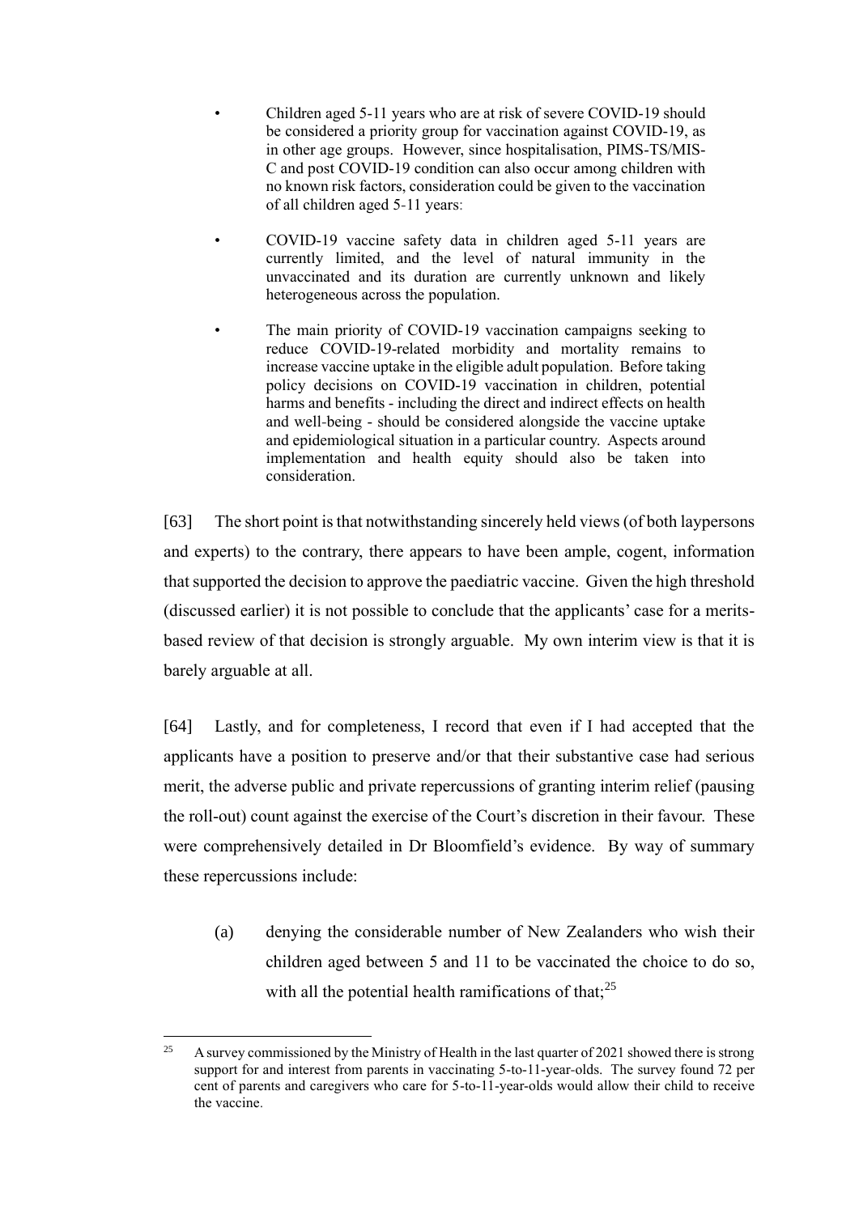- Children aged 5-11 years who are at risk of severe COVID-19 should be considered a priority group for vaccination against COVID-19, as in other age groups. However, since hospitalisation, PIMS-TS/MIS-C and post COVID-19 condition can also occur among children with no known risk factors, consideration could be given to the vaccination of all children aged 5-11 years:
- COVID-19 vaccine safety data in children aged 5-11 years are currently limited, and the level of natural immunity in the unvaccinated and its duration are currently unknown and likely heterogeneous across the population.
- The main priority of COVID-19 vaccination campaigns seeking to reduce COVID-19-related morbidity and mortality remains to increase vaccine uptake in the eligible adult population. Before taking policy decisions on COVID-19 vaccination in children, potential harms and benefits - including the direct and indirect effects on health and well-being - should be considered alongside the vaccine uptake and epidemiological situation in a particular country. Aspects around implementation and health equity should also be taken into consideration.

[63] The short point is that notwithstanding sincerely held views (of both laypersons and experts) to the contrary, there appears to have been ample, cogent, information that supported the decision to approve the paediatric vaccine. Given the high threshold (discussed earlier) it is not possible to conclude that the applicants' case for a merits-based review of that decision is strongly arguable. My own interim view is that it is barely arguable at all.

[64] Lastly, and for completeness, I record that even if I had accepted that the applicants have a position to preserve and/or that their substantive case had serious merit, the adverse public and private repercussions of granting interim relief (pausing the roll-out) count against the exercise of the Court's discretion in their favour. These were comprehensively detailed in Dr Bloomfield's evidence. By way of summary these repercussions include:

(a) denying the considerable number of New Zealanders who wish their children aged between 5 and 11 to be vaccinated the choice to do so, with all the potential health ramifications of that;[25]

---

[25] A survey commissioned by the Ministry of Health in the last quarter of 2021 showed there is strong support for and interest from parents in vaccinating 5-to-11-year-olds. The survey found 72 per cent of parents and caregivers who care for 5-to-11-year-olds would allow their child to receive the vaccine.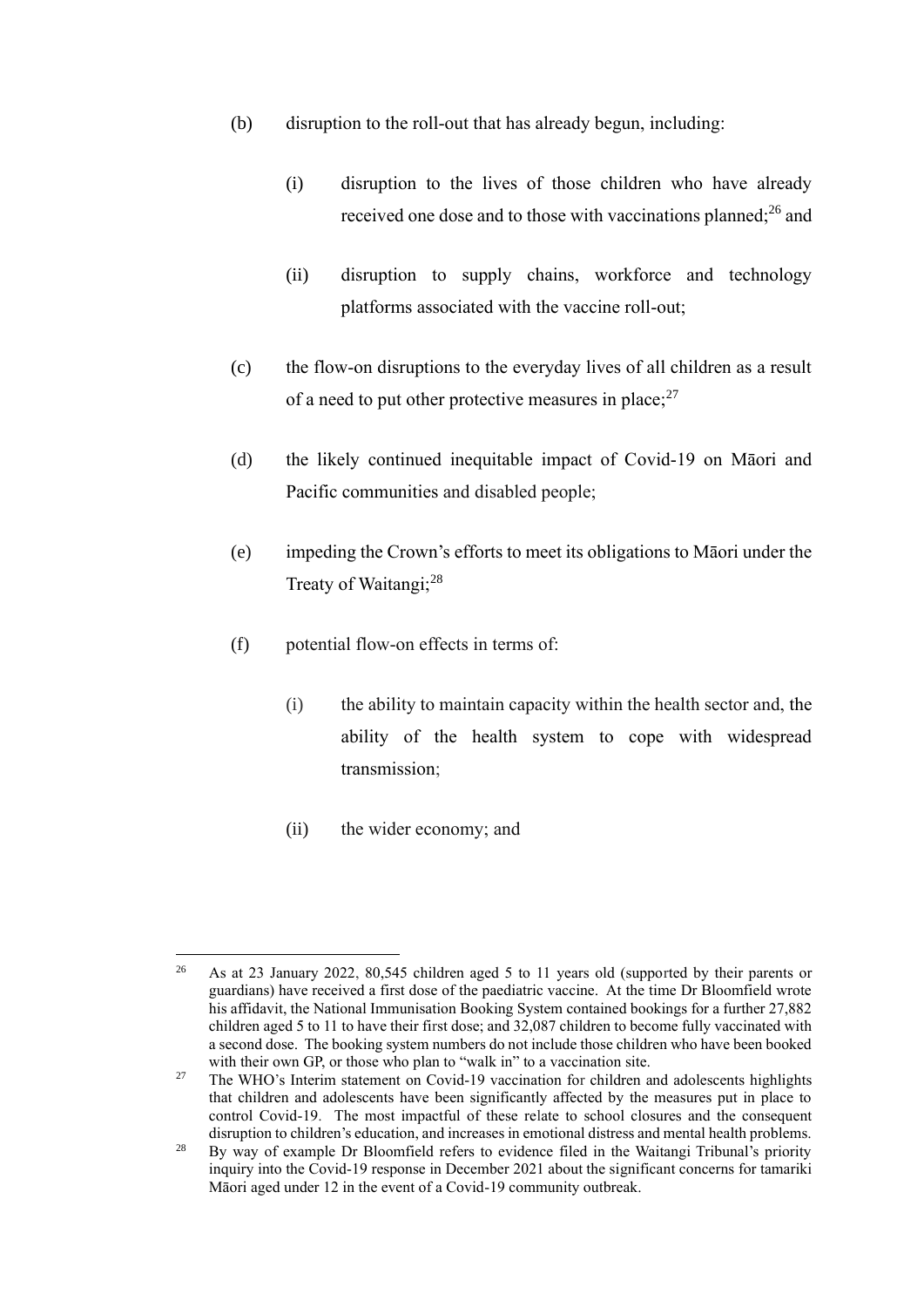(b) disruption to the roll-out that has already begun, including:

  (i) disruption to the lives of those children who have already received one dose and to those with vaccinations planned;[26] and

  (ii) disruption to supply chains, workforce and technology platforms associated with the vaccine roll-out;

(c) the flow-on disruptions to the everyday lives of all children as a result of a need to put other protective measures in place;[27]

(d) the likely continued inequitable impact of Covid-19 on Māori and Pacific communities and disabled people;

(e) impeding the Crown's efforts to meet its obligations to Māori under the Treaty of Waitangi;[28]

(f) potential flow-on effects in terms of:

  (i) the ability to maintain capacity within the health sector and, the ability of the health system to cope with widespread transmission;

  (ii) the wider economy; and

---

[26] As at 23 January 2022, 80,545 children aged 5 to 11 years old (supported by their parents or guardians) have received a first dose of the paediatric vaccine. At the time Dr Bloomfield wrote his affidavit, the National Immunisation Booking System contained bookings for a further 27,882 children aged 5 to 11 to have their first dose; and 32,087 children to become fully vaccinated with a second dose. The booking system numbers do not include those children who have been booked with their own GP, or those who plan to "walk in" to a vaccination site.

[27] The WHO's Interim statement on Covid-19 vaccination for children and adolescents highlights that children and adolescents have been significantly affected by the measures put in place to control Covid-19. The most impactful of these relate to school closures and the consequent disruption to children's education, and increases in emotional distress and mental health problems.

[28] By way of example Dr Bloomfield refers to evidence filed in the Waitangi Tribunal's priority inquiry into the Covid-19 response in December 2021 about the significant concerns for tamariki Māori aged under 12 in the event of a Covid-19 community outbreak.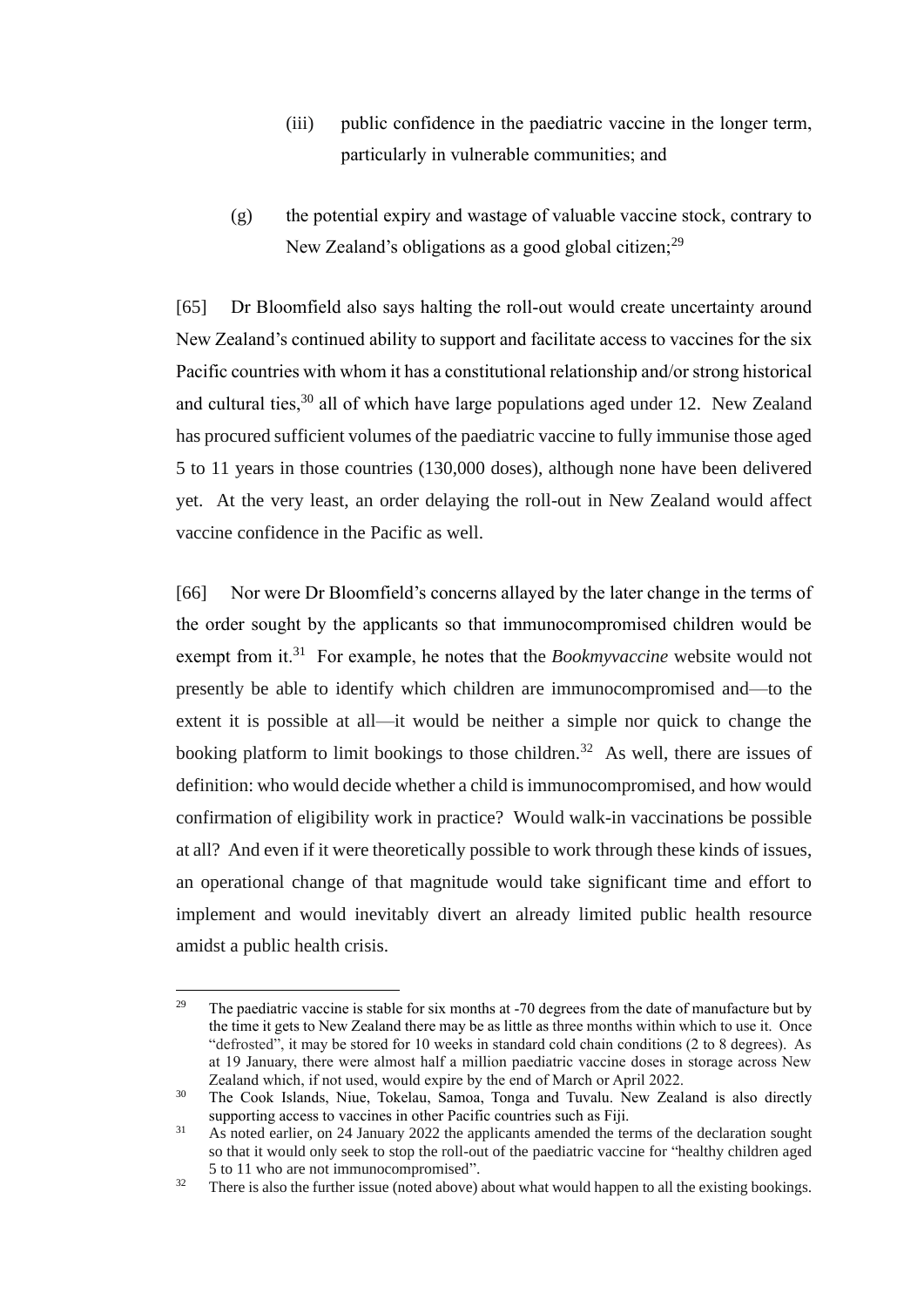(iii) public confidence in the paediatric vaccine in the longer term, particularly in vulnerable communities; and

(g) the potential expiry and wastage of valuable vaccine stock, contrary to New Zealand's obligations as a good global citizen;[29]

[65] Dr Bloomfield also says halting the roll-out would create uncertainty around New Zealand's continued ability to support and facilitate access to vaccines for the six Pacific countries with whom it has a constitutional relationship and/or strong historical and cultural ties,[30] all of which have large populations aged under 12. New Zealand has procured sufficient volumes of the paediatric vaccine to fully immunise those aged 5 to 11 years in those countries (130,000 doses), although none have been delivered yet. At the very least, an order delaying the roll-out in New Zealand would affect vaccine confidence in the Pacific as well.

[66] Nor were Dr Bloomfield's concerns allayed by the later change in the terms of the order sought by the applicants so that immunocompromised children would be exempt from it.[31] For example, he notes that the *Bookmyvaccine* website would not presently be able to identify which children are immunocompromised and—to the extent it is possible at all—it would be neither a simple nor quick to change the booking platform to limit bookings to those children.[32] As well, there are issues of definition: who would decide whether a child is immunocompromised, and how would confirmation of eligibility work in practice? Would walk-in vaccinations be possible at all? And even if it were theoretically possible to work through these kinds of issues, an operational change of that magnitude would take significant time and effort to implement and would inevitably divert an already limited public health resource amidst a public health crisis.

---

[29] The paediatric vaccine is stable for six months at -70 degrees from the date of manufacture but by the time it gets to New Zealand there may be as little as three months within which to use it. Once "defrosted", it may be stored for 10 weeks in standard cold chain conditions (2 to 8 degrees). As at 19 January, there were almost half a million paediatric vaccine doses in storage across New Zealand which, if not used, would expire by the end of March or April 2022.

[30] The Cook Islands, Niue, Tokelau, Samoa, Tonga and Tuvalu. New Zealand is also directly supporting access to vaccines in other Pacific countries such as Fiji.

[31] As noted earlier, on 24 January 2022 the applicants amended the terms of the declaration sought so that it would only seek to stop the roll-out of the paediatric vaccine for "healthy children aged 5 to 11 who are not immunocompromised".

[32] There is also the further issue (noted above) about what would happen to all the existing bookings.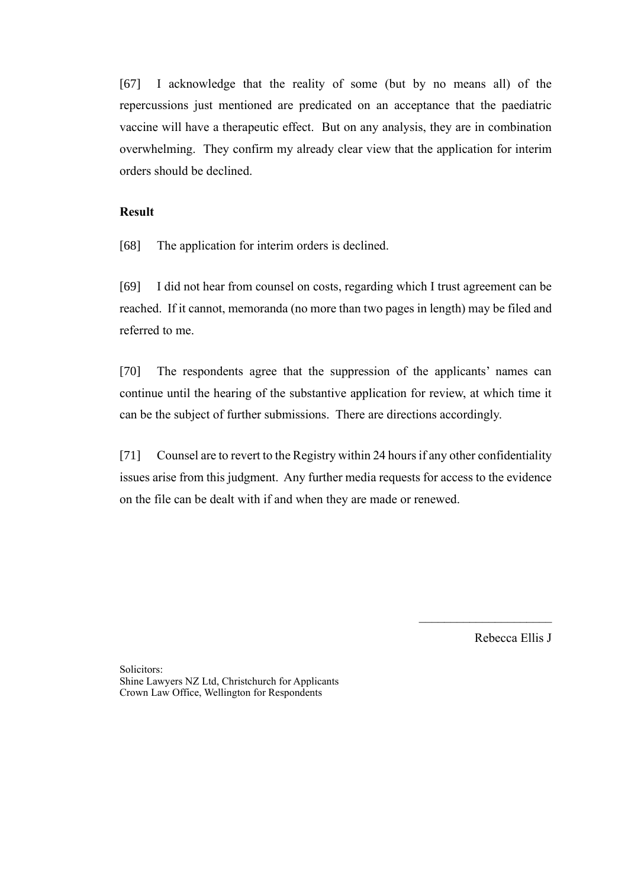[67] I acknowledge that the reality of some (but by no means all) of the repercussions just mentioned are predicated on an acceptance that the paediatric vaccine will have a therapeutic effect. But on any analysis, they are in combination overwhelming. They confirm my already clear view that the application for interim orders should be declined.

**Result**

[68] The application for interim orders is declined.

[69] I did not hear from counsel on costs, regarding which I trust agreement can be reached. If it cannot, memoranda (no more than two pages in length) may be filed and referred to me.

[70] The respondents agree that the suppression of the applicants' names can continue until the hearing of the substantive application for review, at which time it can be the subject of further submissions. There are directions accordingly.

[71] Counsel are to revert to the Registry within 24 hours if any other confidentiality issues arise from this judgment. Any further media requests for access to the evidence on the file can be dealt with if and when they are made or renewed.

\_\_\_\_\_\_\_\_\_\_\_\_\_\_\_\_\_\_\_\_\_\_

Rebecca Ellis J

Solicitors:
Shine Lawyers NZ Ltd, Christchurch for Applicants
Crown Law Office, Wellington for Respondents